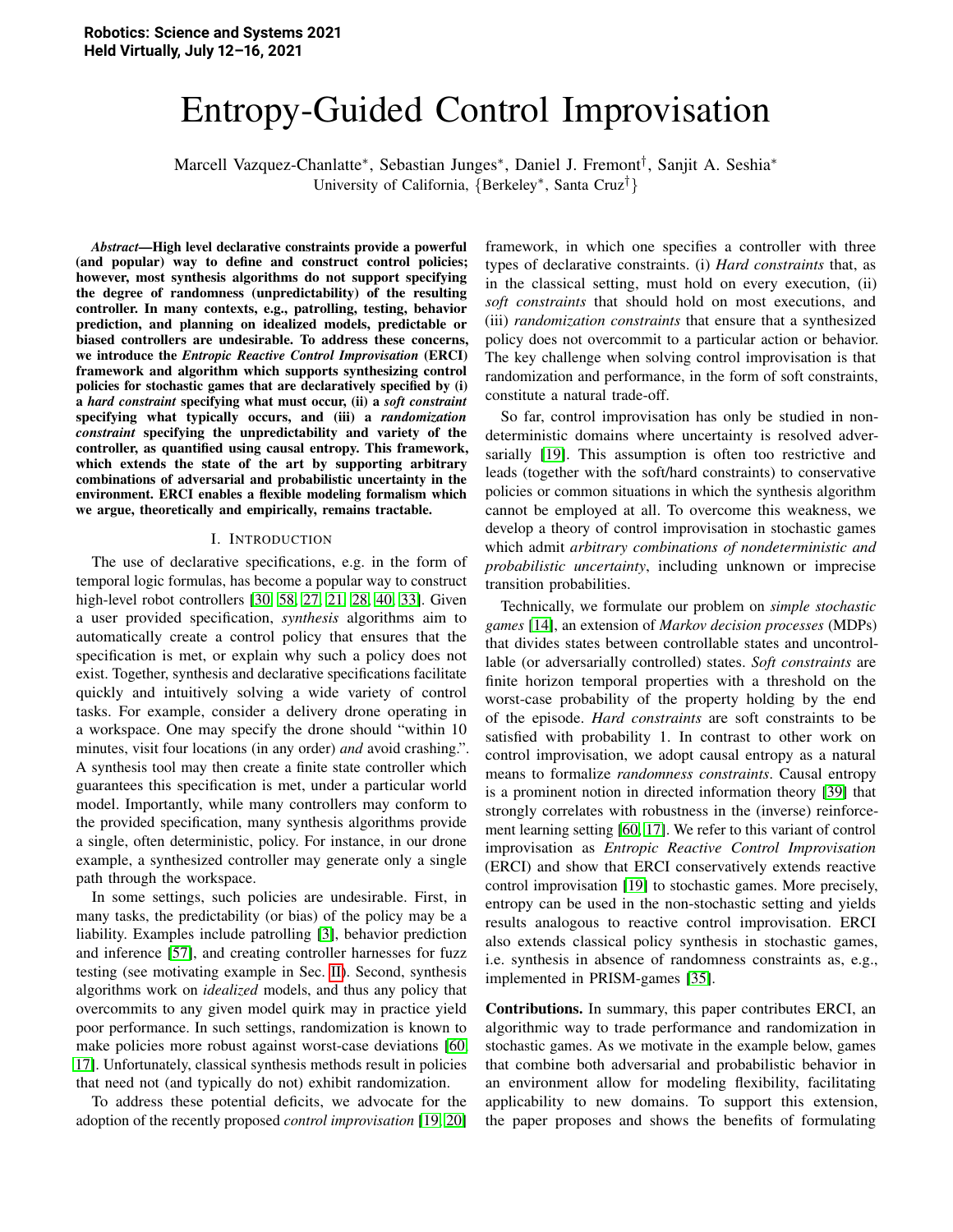Robotics: Science and Systems 2021
Held Virtually, July 12–16, 2021

# Entropy-Guided Control Improvisation

Marcell Vazquez-Chanlatte*, Sebastian Junges*, Daniel J. Fremont†, Sanjit A. Seshia*
University of California, {Berkeley*, Santa Cruz†}

***Abstract*—High level declarative constraints provide a powerful (and popular) way to define and construct control policies; however, most synthesis algorithms do not support specifying the degree of randomness (unpredictability) of the resulting controller. In many contexts, e.g., patrolling, testing, behavior prediction, and planning on idealized models, predictable or biased controllers are undesirable. To address these concerns, we introduce the *Entropic Reactive Control Improvisation* (ERCI) framework and algorithm which supports synthesizing control policies for stochastic games that are declaratively specified by (i) a *hard constraint* specifying what must occur, (ii) a *soft constraint* specifying what typically occurs, and (iii) a *randomization constraint* specifying the unpredictability and variety of the controller, as quantified using causal entropy. This framework, which extends the state of the art by supporting arbitrary combinations of adversarial and probabilistic uncertainty in the environment. ERCI enables a flexible modeling formalism which we argue, theoretically and empirically, remains tractable.**

## I. Introduction

The use of declarative specifications, e.g. in the form of temporal logic formulas, has become a popular way to construct high-level robot controllers [30, 58, 27, 21, 28, 40, 33]. Given a user provided specification, *synthesis* algorithms aim to automatically create a control policy that ensures that the specification is met, or explain why such a policy does not exist. Together, synthesis and declarative specifications facilitate quickly and intuitively solving a wide variety of control tasks. For example, consider a delivery drone operating in a workspace. One may specify the drone should "within 10 minutes, visit four locations (in any order) *and* avoid crashing.". A synthesis tool may then create a finite state controller which guarantees this specification is met, under a particular world model. Importantly, while many controllers may conform to the provided specification, many synthesis algorithms provide a single, often deterministic, policy. For instance, in our drone example, a synthesized controller may generate only a single path through the workspace.

In some settings, such policies are undesirable. First, in many tasks, the predictability (or bias) of the policy may be a liability. Examples include patrolling [3], behavior prediction and inference [57], and creating controller harnesses for fuzz testing (see motivating example in Sec. II). Second, synthesis algorithms work on *idealized* models, and thus any policy that overcommits to any given model quirk may in practice yield poor performance. In such settings, randomization is known to make policies more robust against worst-case deviations [60, 17]. Unfortunately, classical synthesis methods result in policies that need not (and typically do not) exhibit randomization.

To address these potential deficits, we advocate for the adoption of the recently proposed *control improvisation* [19, 20] framework, in which one specifies a controller with three types of declarative constraints. (i) *Hard constraints* that, as in the classical setting, must hold on every execution, (ii) *soft constraints* that should hold on most executions, and (iii) *randomization constraints* that ensure that a synthesized policy does not overcommit to a particular action or behavior. The key challenge when solving control improvisation is that randomization and performance, in the form of soft constraints, constitute a natural trade-off.

So far, control improvisation has only be studied in non-deterministic domains where uncertainty is resolved adversarially [19]. This assumption is often too restrictive and leads (together with the soft/hard constraints) to conservative policies or common situations in which the synthesis algorithm cannot be employed at all. To overcome this weakness, we develop a theory of control improvisation in stochastic games which admit *arbitrary combinations of nondeterministic and probabilistic uncertainty*, including unknown or imprecise transition probabilities.

Technically, we formulate our problem on *simple stochastic games* [14], an extension of *Markov decision processes* (MDPs) that divides states between controllable states and uncontrollable (or adversarially controlled) states. *Soft constraints* are finite horizon temporal properties with a threshold on the worst-case probability of the property holding by the end of the episode. *Hard constraints* are soft constraints to be satisfied with probability 1. In contrast to other work on control improvisation, we adopt causal entropy as a natural means to formalize *randomness constraints*. Causal entropy is a prominent notion in directed information theory [39] that strongly correlates with robustness in the (inverse) reinforcement learning setting [60, 17]. We refer to this variant of control improvisation as *Entropic Reactive Control Improvisation* (ERCI) and show that ERCI conservatively extends reactive control improvisation [19] to stochastic games. More precisely, entropy can be used in the non-stochastic setting and yields results analogous to reactive control improvisation. ERCI also extends classical policy synthesis in stochastic games, i.e. synthesis in absence of randomness constraints as, e.g., implemented in PRISM-games [35].

**Contributions.** In summary, this paper contributes ERCI, an algorithmic way to trade performance and randomization in stochastic games. As we motivate in the example below, games that combine both adversarial and probabilistic behavior in an environment allow for modeling flexibility, facilitating applicability to new domains. To support this extension, the paper proposes and shows the benefits of formulating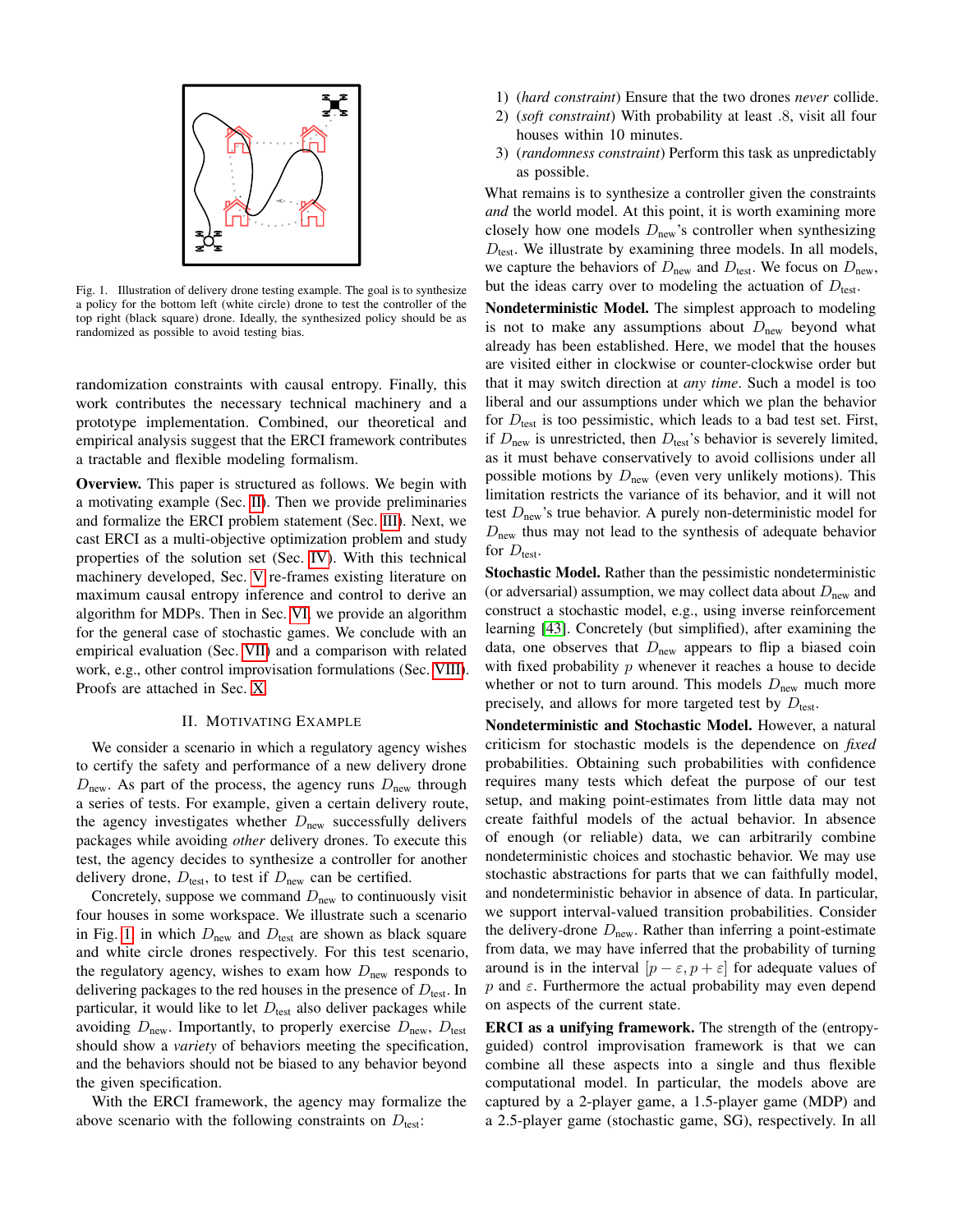Fig. 1. Illustration of delivery drone testing example. The goal is to synthesize a policy for the bottom left (white circle) drone to test the controller of the top right (black square) drone. Ideally, the synthesized policy should be as randomized as possible to avoid testing bias.

randomization constraints with causal entropy. Finally, this work contributes the necessary technical machinery and a prototype implementation. Combined, our theoretical and empirical analysis suggest that the ERCI framework contributes a tractable and flexible modeling formalism.

**Overview.** This paper is structured as follows. We begin with a motivating example (Sec. II). Then we provide preliminaries and formalize the ERCI problem statement (Sec. III). Next, we cast ERCI as a multi-objective optimization problem and study properties of the solution set (Sec. IV). With this technical machinery developed, Sec. V re-frames existing literature on maximum causal entropy inference and control to derive an algorithm for MDPs. Then in Sec. VI we provide an algorithm for the general case of stochastic games. We conclude with an empirical evaluation (Sec. VII) and a comparison with related work, e.g., other control improvisation formulations (Sec. VIII). Proofs are attached in Sec. X.

## II. Motivating Example

We consider a scenario in which a regulatory agency wishes to certify the safety and performance of a new delivery drone $D_{\text{new}}$. As part of the process, the agency runs $D_{\text{new}}$ through a series of tests. For example, given a certain delivery route, the agency investigates whether $D_{\text{new}}$ successfully delivers packages while avoiding *other* delivery drones. To execute this test, the agency decides to synthesize a controller for another delivery drone, $D_{\text{test}}$, to test if $D_{\text{new}}$ can be certified.

Concretely, suppose we command $D_{\text{new}}$ to continuously visit four houses in some workspace. We illustrate such a scenario in Fig. 1 in which $D_{\text{new}}$ and $D_{\text{test}}$ are shown as black square and white circle drones respectively. For this test scenario, the regulatory agency, wishes to exam how $D_{\text{new}}$ responds to delivering packages to the red houses in the presence of $D_{\text{test}}$. In particular, it would like to let $D_{\text{test}}$ also deliver packages while avoiding $D_{\text{new}}$. Importantly, to properly exercise $D_{\text{new}}$, $D_{\text{test}}$ should show a *variety* of behaviors meeting the specification, and the behaviors should not be biased to any behavior beyond the given specification.

With the ERCI framework, the agency may formalize the above scenario with the following constraints on $D_{\text{test}}$:

1) (*hard constraint*) Ensure that the two drones *never* collide.
2) (*soft constraint*) With probability at least .8, visit all four houses within 10 minutes.
3) (*randomness constraint*) Perform this task as unpredictably as possible.

What remains is to synthesize a controller given the constraints *and* the world model. At this point, it is worth examining more closely how one models $D_{\text{new}}$'s controller when synthesizing $D_{\text{test}}$. We illustrate by examining three models. In all models, we capture the behaviors of $D_{\text{new}}$ and $D_{\text{test}}$. We focus on $D_{\text{new}}$, but the ideas carry over to modeling the actuation of $D_{\text{test}}$.

**Nondeterministic Model.** The simplest approach to modeling is not to make any assumptions about $D_{\text{new}}$ beyond what already has been established. Here, we model that the houses are visited either in clockwise or counter-clockwise order but that it may switch direction at *any time*. Such a model is too liberal and our assumptions under which we plan the behavior for $D_{\text{test}}$ is too pessimistic, which leads to a bad test set. First, if $D_{\text{new}}$ is unrestricted, then $D_{\text{test}}$'s behavior is severely limited, as it must behave conservatively to avoid collisions under all possible motions by $D_{\text{new}}$ (even very unlikely motions). This limitation restricts the variance of its behavior, and it will not test $D_{\text{new}}$'s true behavior. A purely non-deterministic model for $D_{\text{new}}$ thus may not lead to the synthesis of adequate behavior for $D_{\text{test}}$.

**Stochastic Model.** Rather than the pessimistic nondeterministic (or adversarial) assumption, we may collect data about $D_{\text{new}}$ and construct a stochastic model, e.g., using inverse reinforcement learning [43]. Concretely (but simplified), after examining the data, one observes that $D_{\text{new}}$ appears to flip a biased coin with fixed probability $p$ whenever it reaches a house to decide whether or not to turn around. This models $D_{\text{new}}$ much more precisely, and allows for more targeted test by $D_{\text{test}}$.

**Nondeterministic and Stochastic Model.** However, a natural criticism for stochastic models is the dependence on *fixed* probabilities. Obtaining such probabilities with confidence requires many tests which defeat the purpose of our test setup, and making point-estimates from little data may not create faithful models of the actual behavior. In absence of enough (or reliable) data, we can arbitrarily combine nondeterministic choices and stochastic behavior. We may use stochastic abstractions for parts that we can faithfully model, and nondeterministic behavior in absence of data. In particular, we support interval-valued transition probabilities. Consider the delivery-drone $D_{\text{new}}$. Rather than inferring a point-estimate from data, we may have inferred that the probability of turning around is in the interval $[p-\varepsilon, p+\varepsilon]$ for adequate values of $p$ and $\varepsilon$. Furthermore the actual probability may even depend on aspects of the current state.

**ERCI as a unifying framework.** The strength of the (entropy-guided) control improvisation framework is that we can combine all these aspects into a single and thus flexible computational model. In particular, the models above are captured by a 2-player game, a 1.5-player game (MDP) and a 2.5-player game (stochastic game, SG), respectively. In all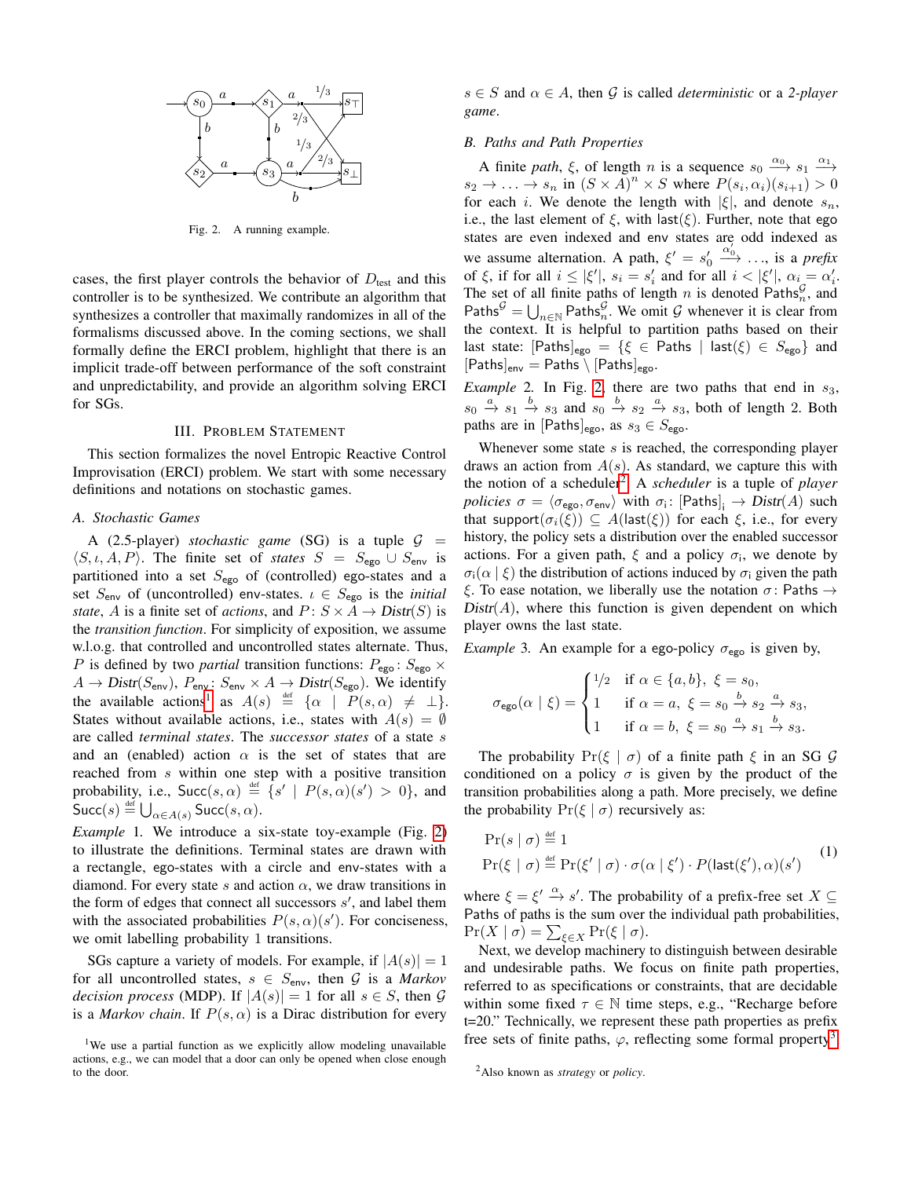Fig. 2. A running example.

cases, the first player controls the behavior of $D_{\text{test}}$ and this controller is to be synthesized. We contribute an algorithm that synthesizes a controller that maximally randomizes in all of the formalisms discussed above. In the coming sections, we shall formally define the ERCI problem, highlight that there is an implicit trade-off between performance of the soft constraint and unpredictability, and provide an algorithm solving ERCI for SGs.

## III. Problem Statement

This section formalizes the novel Entropic Reactive Control Improvisation (ERCI) problem. We start with some necessary definitions and notations on stochastic games.

### A. Stochastic Games

A (2.5-player) *stochastic game* (SG) is a tuple $\mathcal{G} = \langle S, \iota, A, P \rangle$. The finite set of *states* $S = S_{\mathsf{ego}} \cup S_{\mathsf{env}}$ is partitioned into a set $S_{\mathsf{ego}}$ of (controlled) ego-states and a set $S_{\mathsf{env}}$ of (uncontrolled) env-states. $\iota \in S_{\mathsf{ego}}$ is the *initial state*, $A$ is a finite set of *actions*, and $P \colon S \times A \rightharpoonup \mathit{Distr}(S)$ is the *transition function*. For simplicity of exposition, we assume w.l.o.g. that controlled and uncontrolled states alternate. Thus, $P$ is defined by two *partial* transition functions: $P_{\mathsf{ego}} \colon S_{\mathsf{ego}} \times A \rightharpoonup \mathit{Distr}(S_{\mathsf{env}})$, $P_{\mathsf{env}} \colon S_{\mathsf{env}} \times A \rightharpoonup \mathit{Distr}(S_{\mathsf{ego}})$. We identify the available actions[1] as $A(s) \stackrel{\text{def}}{=} \{\alpha \mid P(s, \alpha) \neq \bot\}$. States without available actions, i.e., states with $A(s) = \emptyset$ are called *terminal states*. The *successor states* of a state $s$ and an (enabled) action $\alpha$ is the set of states that are reached from $s$ within one step with a positive transition probability, i.e., $\mathsf{Succ}(s, \alpha) \stackrel{\text{def}}{=} \{s' \mid P(s, \alpha)(s') > 0\}$, and $\mathsf{Succ}(s) \stackrel{\text{def}}{=} \bigcup_{\alpha \in A(s)} \mathsf{Succ}(s, \alpha)$.

*Example* 1. We introduce a six-state toy-example (Fig. 2) to illustrate the definitions. Terminal states are drawn with a rectangle, ego-states with a circle and env-states with a diamond. For every state $s$ and action $\alpha$, we draw transitions in the form of edges that connect all successors $s'$, and label them with the associated probabilities $P(s, \alpha)(s')$. For conciseness, we omit labelling probability 1 transitions.

SGs capture a variety of models. For example, if $|A(s)| = 1$ for all uncontrolled states, $s \in S_{\mathsf{env}}$, then $\mathcal{G}$ is a *Markov decision process* (MDP). If $|A(s)| = 1$ for all $s \in S$, then $\mathcal{G}$ is a *Markov chain*. If $P(s, \alpha)$ is a Dirac distribution for every $s \in S$ and $\alpha \in A$, then $\mathcal{G}$ is called *deterministic* or a *2-player game*.

### B. Paths and Path Properties

A finite *path*, $\xi$, of length $n$ is a sequence $s_0 \xrightarrow{\alpha_0} s_1 \xrightarrow{\alpha_1} s_2 \to \ldots \to s_n$ in $(S \times A)^n \times S$ where $P(s_i, \alpha_i)(s_{i+1}) > 0$ for each $i$. We denote the length with $|\xi|$, and denote $s_n$, i.e., the last element of $\xi$, with $\mathsf{last}(\xi)$. Further, note that ego states are even indexed and env states are odd indexed as we assume alternation. A path, $\xi' = s'_0 \xrightarrow{\alpha'_0} \ldots$, is a *prefix* of $\xi$, if for all $i \leq |\xi'|$, $s_i = s'_i$ and for all $i < |\xi'|$, $\alpha_i = \alpha'_i$. The set of all finite paths of length $n$ is denoted $\mathsf{Paths}^{\mathcal{G}}_n$, and $\mathsf{Paths}^{\mathcal{G}} = \bigcup_{n \in \mathbb{N}} \mathsf{Paths}^{\mathcal{G}}_n$. We omit $\mathcal{G}$ whenever it is clear from the context. It is helpful to partition paths based on their last state: $[\mathsf{Paths}]_{\mathsf{ego}} = \{\xi \in \mathsf{Paths} \mid \mathsf{last}(\xi) \in S_{\mathsf{ego}}\}$ and $[\mathsf{Paths}]_{\mathsf{env}} = \mathsf{Paths} \setminus [\mathsf{Paths}]_{\mathsf{ego}}$.

*Example* 2. In Fig. 2, there are two paths that end in $s_3$, $s_0 \xrightarrow{a} s_1 \xrightarrow{b} s_3$ and $s_0 \xrightarrow{b} s_2 \xrightarrow{a} s_3$, both of length 2. Both paths are in $[\mathsf{Paths}]_{\mathsf{ego}}$, as $s_3 \in S_{\mathsf{ego}}$.

Whenever some state $s$ is reached, the corresponding player draws an action from $A(s)$. As standard, we capture this with the notion of a scheduler[2]. A *scheduler* is a tuple of *player policies* $\sigma = \langle \sigma_{\mathsf{ego}}, \sigma_{\mathsf{env}} \rangle$ with $\sigma_{\mathsf{i}} \colon [\mathsf{Paths}]_{\mathsf{i}} \to \mathit{Distr}(A)$ such that $\mathsf{support}(\sigma_{\mathsf{i}}(\xi)) \subseteq A(\mathsf{last}(\xi))$ for each $\xi$, i.e., for every history, the policy sets a distribution over the enabled successor actions. For a given path, $\xi$ and a policy $\sigma_{\mathsf{i}}$, we denote by $\sigma_{\mathsf{i}}(\alpha \mid \xi)$ the distribution of actions induced by $\sigma_{\mathsf{i}}$ given the path $\xi$. To ease notation, we liberally use the notation $\sigma \colon \mathsf{Paths} \to \mathit{Distr}(A)$, where this function is given dependent on which player owns the last state.

*Example* 3. An example for a ego-policy $\sigma_{\mathsf{ego}}$ is given by,

$$\sigma_{\mathsf{ego}}(\alpha \mid \xi) = \begin{cases} 1/2 & \text{if } \alpha \in \{a, b\},\ \xi = s_0, \\ 1 & \text{if } \alpha = a,\ \xi = s_0 \xrightarrow{b} s_2 \xrightarrow{a} s_3, \\ 1 & \text{if } \alpha = b,\ \xi = s_0 \xrightarrow{a} s_1 \xrightarrow{b} s_3. \end{cases}$$

The probability $\Pr(\xi \mid \sigma)$ of a finite path $\xi$ in an SG $\mathcal{G}$ conditioned on a policy $\sigma$ is given by the product of the transition probabilities along a path. More precisely, we define the probability $\Pr(\xi \mid \sigma)$ recursively as:

$$\begin{aligned} \Pr(s \mid \sigma) &\stackrel{\text{def}}{=} 1 \\ \Pr(\xi \mid \sigma) &\stackrel{\text{def}}{=} \Pr(\xi' \mid \sigma) \cdot \sigma(\alpha \mid \xi') \cdot P(\mathsf{last}(\xi'), \alpha)(s') \end{aligned} \tag{1}$$

where $\xi = \xi' \xrightarrow{\alpha} s'$. The probability of a prefix-free set $X \subseteq \mathsf{Paths}$ of paths is the sum over the individual path probabilities, $\Pr(X \mid \sigma) = \sum_{\xi \in X} \Pr(\xi \mid \sigma)$.

Next, we develop machinery to distinguish between desirable and undesirable paths. We focus on finite path properties, referred to as specifications or constraints, that are decidable within some fixed $\tau \in \mathbb{N}$ time steps, e.g., "Recharge before t=20." Technically, we represent these path properties as prefix free sets of finite paths, $\varphi$, reflecting some formal property[3].

[1] We use a partial function as we explicitly allow modeling unavailable actions, e.g., we can model that a door can only be opened when close enough to the door.

[2] Also known as *strategy* or *policy*.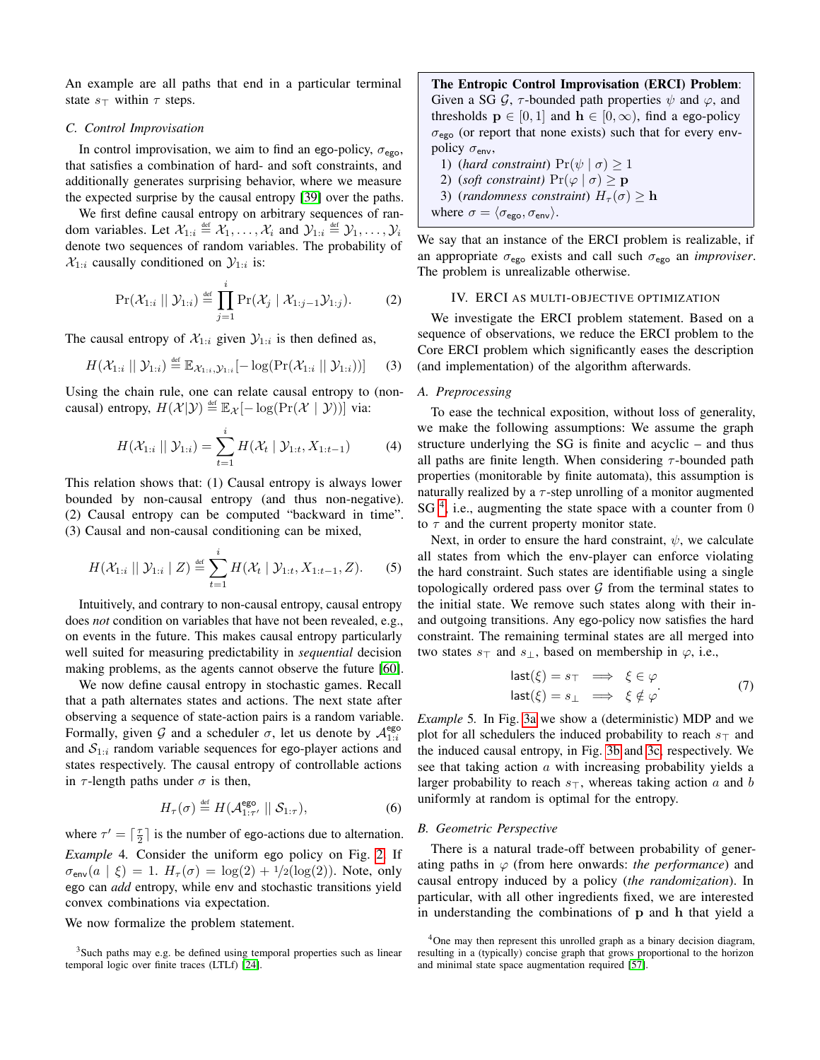An example are all paths that end in a particular terminal state $s_\top$ within $\tau$ steps.

### C. Control Improvisation

In control improvisation, we aim to find an ego-policy, $\sigma_{\mathsf{ego}}$, that satisfies a combination of hard- and soft constraints, and additionally generates surprising behavior, where we measure the expected surprise by the causal entropy [39] over the paths.

We first define causal entropy on arbitrary sequences of random variables. Let $\mathcal{X}_{1:i} \stackrel{\text{def}}{=} \mathcal{X}_1, \ldots, \mathcal{X}_i$ and $\mathcal{Y}_{1:i} \stackrel{\text{def}}{=} \mathcal{Y}_1, \ldots, \mathcal{Y}_i$ denote two sequences of random variables. The probability of $\mathcal{X}_{1:i}$ causally conditioned on $\mathcal{Y}_{1:i}$ is:

$$\Pr(\mathcal{X}_{1:i} \mid\mid \mathcal{Y}_{1:i}) \stackrel{\text{def}}{=} \prod_{j=1}^{i} \Pr(\mathcal{X}_j \mid \mathcal{X}_{1:j-1}\mathcal{Y}_{1:j}). \tag{2}$$

The causal entropy of $\mathcal{X}_{1:i}$ given $\mathcal{Y}_{1:i}$ is then defined as,

$$H(\mathcal{X}_{1:i} \mid\mid \mathcal{Y}_{1:i}) \stackrel{\text{def}}{=} \mathbb{E}_{\mathcal{X}_{1:i},\mathcal{Y}_{1:i}}[-\log(\Pr(\mathcal{X}_{1:i} \mid\mid \mathcal{Y}_{1:i}))] \tag{3}$$

Using the chain rule, one can relate causal entropy to (non-causal) entropy, $H(\mathcal{X}|\mathcal{Y}) \stackrel{\text{def}}{=} \mathbb{E}_{\mathcal{X}}[-\log(\Pr(\mathcal{X} \mid \mathcal{Y}))]$ via:

$$H(\mathcal{X}_{1:i} \mid\mid \mathcal{Y}_{1:i}) = \sum_{t=1}^{i} H(\mathcal{X}_t \mid \mathcal{Y}_{1:t}, X_{1:t-1}) \tag{4}$$

This relation shows that: (1) Causal entropy is always lower bounded by non-causal entropy (and thus non-negative). (2) Causal entropy can be computed "backward in time". (3) Causal and non-causal conditioning can be mixed,

$$H(\mathcal{X}_{1:i} \mid\mid \mathcal{Y}_{1:i} \mid Z) \stackrel{\text{def}}{=} \sum_{t=1}^{i} H(\mathcal{X}_t \mid \mathcal{Y}_{1:t}, X_{1:t-1}, Z). \tag{5}$$

Intuitively, and contrary to non-causal entropy, causal entropy does *not* condition on variables that have not been revealed, e.g., on events in the future. This makes causal entropy particularly well suited for measuring predictability in *sequential* decision making problems, as the agents cannot observe the future [60].

We now define causal entropy in stochastic games. Recall that a path alternates states and actions. The next state after observing a sequence of state-action pairs is a random variable. Formally, given $\mathcal{G}$ and a scheduler $\sigma$, let us denote by $\mathcal{A}^{\mathsf{ego}}_{1:i}$ and $\mathcal{S}_{1:i}$ random variable sequences for ego-player actions and states respectively. The causal entropy of controllable actions in $\tau$-length paths under $\sigma$ is then,

$$H_\tau(\sigma) \stackrel{\text{def}}{=} H(\mathcal{A}^{\mathsf{ego}}_{1:\tau'} \mid\mid \mathcal{S}_{1:\tau}), \tag{6}$$

where $\tau' = \lceil \frac{\tau}{2} \rceil$ is the number of ego-actions due to alternation.

*Example* 4. Consider the uniform ego policy on Fig. 2. If $\sigma_{\mathsf{env}}(a \mid \xi) = 1$. $H_\tau(\sigma) = \log(2) + 1/2(\log(2))$. Note, only ego can *add* entropy, while env and stochastic transitions yield convex combinations via expectation.

We now formalize the problem statement.

**The Entropic Control Improvisation (ERCI) Problem**: Given a SG $\mathcal{G}$, $\tau$-bounded path properties $\psi$ and $\varphi$, and thresholds $\mathbf{p} \in [0, 1]$ and $\mathbf{h} \in [0, \infty)$, find a ego-policy $\sigma_{\mathsf{ego}}$ (or report that none exists) such that for every env-policy $\sigma_{\mathsf{env}}$,

1) (*hard constraint*) $\Pr(\psi \mid \sigma) \geq 1$
2) (*soft constraint*) $\Pr(\varphi \mid \sigma) \geq \mathbf{p}$
3) (*randomness constraint*) $H_\tau(\sigma) \geq \mathbf{h}$

where $\sigma = \langle \sigma_{\mathsf{ego}}, \sigma_{\mathsf{env}} \rangle$.

We say that an instance of the ERCI problem is realizable, if an appropriate $\sigma_{\mathsf{ego}}$ exists and call such $\sigma_{\mathsf{ego}}$ an *improviser*. The problem is unrealizable otherwise.

## IV. ERCI AS MULTI-OBJECTIVE OPTIMIZATION

We investigate the ERCI problem statement. Based on a sequence of observations, we reduce the ERCI problem to the Core ERCI problem which significantly eases the description (and implementation) of the algorithm afterwards.

### A. Preprocessing

To ease the technical exposition, without loss of generality, we make the following assumptions: We assume the graph structure underlying the SG is finite and acyclic – and thus all paths are finite length. When considering $\tau$-bounded path properties (monitorable by finite automata), this assumption is naturally realized by a $\tau$-step unrolling of a monitor augmented SG [4], i.e., augmenting the state space with a counter from 0 to $\tau$ and the current property monitor state.

Next, in order to ensure the hard constraint, $\psi$, we calculate all states from which the env-player can enforce violating the hard constraint. Such states are identifiable using a single topologically ordered pass over $\mathcal{G}$ from the terminal states to the initial state. We remove such states along with their in- and outgoing transitions. Any ego-policy now satisfies the hard constraint. The remaining terminal states are all merged into two states $s_\top$ and $s_\bot$, based on membership in $\varphi$, i.e.,

$$\begin{aligned} \mathsf{last}(\xi) = s_\top &\implies \xi \in \varphi \\ \mathsf{last}(\xi) = s_\bot &\implies \xi \notin \varphi \end{aligned}. \tag{7}$$

*Example* 5. In Fig. 3a we show a (deterministic) MDP and we plot for all schedulers the induced probability to reach $s_\top$ and the induced causal entropy, in Fig. 3b and 3c, respectively. We see that taking action $a$ with increasing probability yields a larger probability to reach $s_\top$, whereas taking action $a$ and $b$ uniformly at random is optimal for the entropy.

### B. Geometric Perspective

There is a natural trade-off between probability of generating paths in $\varphi$ (from here onwards: *the performance*) and causal entropy induced by a policy (*the randomization*). In particular, with all other ingredients fixed, we are interested in understanding the combinations of $\mathbf{p}$ and $\mathbf{h}$ that yield a

[3] Such paths may e.g. be defined using temporal properties such as linear temporal logic over finite traces (LTLf) [24].

[4] One may then represent this unrolled graph as a binary decision diagram, resulting in a (typically) concise graph that grows proportional to the horizon and minimal state space augmentation required [57].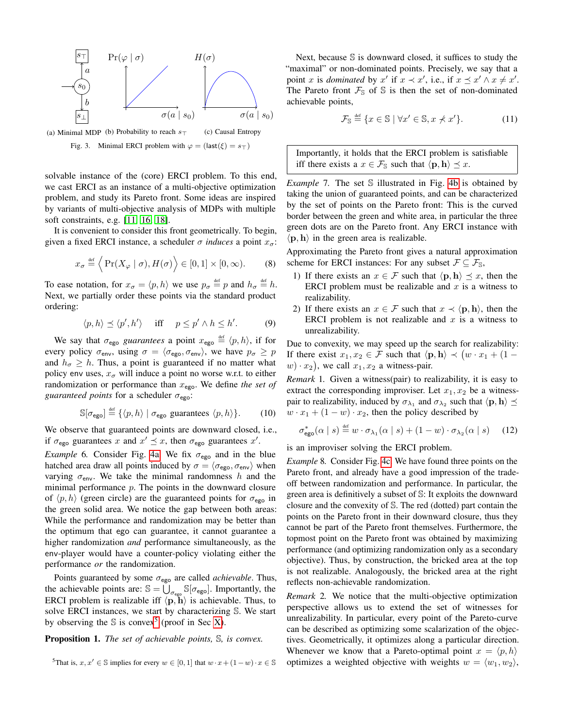(a) Minimal MDP (b) Probability to reach $s_\top$ (c) Causal Entropy

Fig. 3. Minimal ERCI problem with $\varphi = (\mathsf{last}(\xi) = s_\top)$

solvable instance of the (core) ERCI problem. To this end, we cast ERCI as an instance of a multi-objective optimization problem, and study its Pareto front. Some ideas are inspired by variants of multi-objective analysis of MDPs with multiple soft constraints, e.g. [11, 16, 18].

It is convenient to consider this front geometrically. To begin, given a fixed ERCI instance, a scheduler $\sigma$ *induces* a point $x_\sigma$:

$$x_\sigma \overset{\text{def}}{=} \Big\langle \Pr(X_\varphi \mid \sigma), H(\sigma) \Big\rangle \in [0,1] \times [0, \infty). \tag{8}$$

To ease notation, for $x_\sigma = \langle p, h \rangle$ we use $p_\sigma \overset{\text{def}}{=} p$ and $h_\sigma \overset{\text{def}}{=} h$. Next, we partially order these points via the standard product ordering:

$$\langle p, h \rangle \preceq \langle p', h' \rangle \quad \text{iff} \quad p \leq p' \wedge h \leq h'. \tag{9}$$

We say that $\sigma_{\mathsf{ego}}$ *guarantees* a point $x_{\mathsf{ego}} \overset{\text{def}}{=} \langle p, h \rangle$, if for every policy $\sigma_{\mathsf{env}}$, using $\sigma = \langle \sigma_{\mathsf{ego}}, \sigma_{\mathsf{env}} \rangle$, we have $p_\sigma \geq p$ and $h_\sigma \geq h$. Thus, a point is guaranteed if no matter what policy env uses, $x_\sigma$ will induce a point no worse w.r.t. to either randomization or performance than $x_{\mathsf{ego}}$. We define *the set of guaranteed points* for a scheduler $\sigma_{\mathsf{ego}}$:

$$\mathbb{S}[\sigma_{\mathsf{ego}}] \overset{\text{def}}{=} \{\langle p, h \rangle \mid \sigma_{\mathsf{ego}} \text{ guarantees } \langle p, h \rangle\}. \tag{10}$$

We observe that guaranteed points are downward closed, i.e., if $\sigma_{\mathsf{ego}}$ guarantees $x$ and $x' \preceq x$, then $\sigma_{\mathsf{ego}}$ guarantees $x'$.

*Example 6.* Consider Fig. 4a. We fix $\sigma_{\mathsf{ego}}$ and in the blue hatched area draw all points induced by $\sigma = \langle \sigma_{\mathsf{ego}}, \sigma_{\mathsf{env}} \rangle$ when varying $\sigma_{\mathsf{env}}$. We take the minimal randomness $h$ and the minimal performance $p$. The points in the downward closure of $\langle p, h \rangle$ (green circle) are the guaranteed points for $\sigma_{\mathsf{ego}}$ in the green solid area. We notice the gap between both areas: While the performance and randomization may be better than the optimum that ego can guarantee, it cannot guarantee a higher randomization *and* performance simultaneously, as the env-player would have a counter-policy violating either the performance *or* the randomization.

Points guaranteed by some $\sigma_{\mathsf{ego}}$ are called *achievable*. Thus, the achievable points are: $\mathbb{S} = \bigcup_{\sigma_{\mathsf{ego}}} \mathbb{S}[\sigma_{\mathsf{ego}}]$. Importantly, the ERCI problem is realizable iff $\langle \mathbf{p}, \mathbf{h} \rangle$ is achievable. Thus, to solve ERCI instances, we start by characterizing $\mathbb{S}$. We start by observing the $\mathbb{S}$ is convex[5] (proof in Sec X).

**Proposition 1.** *The set of achievable points, $\mathbb{S}$, is convex.*

[5] That is, $x, x' \in \mathbb{S}$ implies for every $w \in [0,1]$ that $w \cdot x + (1-w) \cdot x \in \mathbb{S}$

Next, because $\mathbb{S}$ is downward closed, it suffices to study the "maximal" or non-dominated points. Precisely, we say that a point $x$ is *dominated* by $x'$ if $x \prec x'$, i.e., if $x \preceq x' \wedge x \neq x'$. The Pareto front $\mathcal{F}_\mathbb{S}$ of $\mathbb{S}$ is then the set of non-dominated achievable points,

$$\mathcal{F}_\mathbb{S} \overset{\text{def}}{=} \{x \in \mathbb{S} \mid \forall x' \in \mathbb{S}, x \not\prec x'\}. \tag{11}$$

Importantly, it holds that the ERCI problem is satisfiable iff there exists a $x \in \mathcal{F}_\mathbb{S}$ such that $\langle \mathbf{p}, \mathbf{h} \rangle \preceq x$.

*Example 7.* The set $\mathbb{S}$ illustrated in Fig. 4b is obtained by taking the union of guaranteed points, and can be characterized by the set of points on the Pareto front: This is the curved border between the green and white area, in particular the three green dots are on the Pareto front. Any ERCI instance with $\langle \mathbf{p}, \mathbf{h} \rangle$ in the green area is realizable.

Approximating the Pareto front gives a natural approximation scheme for ERCI instances: For any subset $\mathcal{F} \subseteq \mathcal{F}_\mathbb{S}$,

1) If there exists an $x \in \mathcal{F}$ such that $\langle \mathbf{p}, \mathbf{h} \rangle \preceq x$, then the ERCI problem must be realizable and $x$ is a witness to realizability.
2) If there exists an $x \in \mathcal{F}$ such that $x \prec \langle \mathbf{p}, \mathbf{h} \rangle$, then the ERCI problem is not realizable and $x$ is a witness to unrealizability.

Due to convexity, we may speed up the search for realizability: If there exist $x_1, x_2 \in \mathcal{F}$ such that $\langle \mathbf{p}, \mathbf{h} \rangle \prec \big(w \cdot x_1 + (1-w) \cdot x_2\big)$, we call $x_1, x_2$ a witness-pair.

*Remark 1.* Given a witness(pair) to realizability, it is easy to extract the corresponding improviser. Let $x_1, x_2$ be a witness-pair to realizability, induced by $\sigma_{\lambda_1}$ and $\sigma_{\lambda_2}$ such that $\langle \mathbf{p}, \mathbf{h} \rangle \preceq w \cdot x_1 + (1-w) \cdot x_2$, then the policy described by

$$\sigma^*_{\mathsf{ego}}(\alpha \mid s) \overset{\text{def}}{=} w \cdot \sigma_{\lambda_1}(\alpha \mid s) + (1-w) \cdot \sigma_{\lambda_2}(\alpha \mid s) \tag{12}$$

is an improviser solving the ERCI problem.

*Example 8.* Consider Fig. 4c. We have found three points on the Pareto front, and already have a good impression of the trade-off between randomization and performance. In particular, the green area is definitively a subset of $\mathbb{S}$: It exploits the downward closure and the convexity of $\mathbb{S}$. The red (dotted) part contain the points on the Pareto front in their downward closure, thus they cannot be part of the Pareto front themselves. Furthermore, the topmost point on the Pareto front was obtained by maximizing performance (and optimizing randomization only as a secondary objective). Thus, by construction, the bricked area at the top is not realizable. Analogously, the bricked area at the right reflects non-achievable randomization.

*Remark 2.* We notice that the multi-objective optimization perspective allows us to extend the set of witnesses for unrealizability. In particular, every point of the Pareto-curve can be described as optimizing some scalarization of the objectives. Geometrically, it optimizes along a particular direction. Whenever we know that a Pareto-optimal point $x = \langle p, h \rangle$ optimizes a weighted objective with weights $w = \langle w_1, w_2 \rangle$,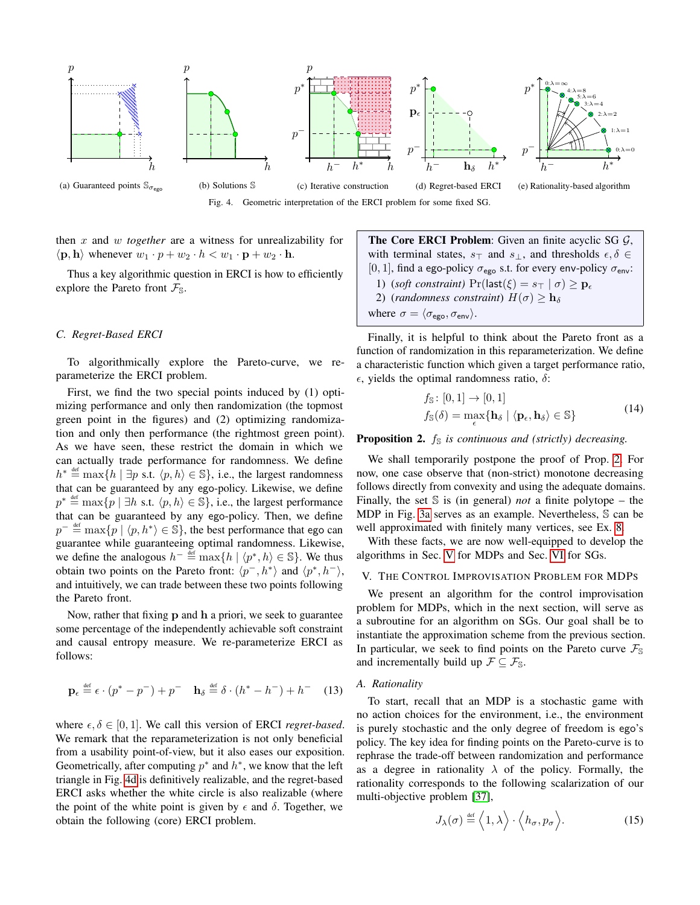(a) Guaranteed points $\mathbb{S}_{\sigma_{\text{ego}}}$ (b) Solutions $\mathbb{S}$ (c) Iterative construction (d) Regret-based ERCI (e) Rationality-based algorithm

Fig. 4. Geometric interpretation of the ERCI problem for some fixed SG.

then $x$ and $w$ *together* are a witness for unrealizability for $\langle \mathbf{p}, \mathbf{h} \rangle$ whenever $w_1 \cdot p + w_2 \cdot h < w_1 \cdot \mathbf{p} + w_2 \cdot \mathbf{h}$.

Thus a key algorithmic question in ERCI is how to efficiently explore the Pareto front $\mathcal{F}_{\mathbb{S}}$.

### C. Regret-Based ERCI

To algorithmically explore the Pareto-curve, we re-parameterize the ERCI problem.

First, we find the two special points induced by (1) optimizing performance and only then randomization (the topmost green point in the figures) and (2) optimizing randomization and only then performance (the rightmost green point). As we have seen, these restrict the domain in which we can actually trade performance for randomness. We define $h^* \stackrel{\text{def}}{=} \max\{h \mid \exists p \text{ s.t. } \langle p, h \rangle \in \mathbb{S}\}$, i.e., the largest randomness that can be guaranteed by any ego-policy. Likewise, we define $p^* \stackrel{\text{def}}{=} \max\{p \mid \exists h \text{ s.t. } \langle p, h \rangle \in \mathbb{S}\}$, i.e., the largest performance that can be guaranteed by any ego-policy. Then, we define $p^- \stackrel{\text{def}}{=} \max\{p \mid \langle p, h^* \rangle \in \mathbb{S}\}$, the best performance that ego can guarantee while guaranteeing optimal randomness. Likewise, we define the analogous $h^- \stackrel{\text{def}}{=} \max\{h \mid \langle p^*, h \rangle \in \mathbb{S}\}$. We thus obtain two points on the Pareto front: $\langle p^-, h^* \rangle$ and $\langle p^*, h^- \rangle$, and intuitively, we can trade between these two points following the Pareto front.

Now, rather that fixing $\mathbf{p}$ and $\mathbf{h}$ a priori, we seek to guarantee some percentage of the independently achievable soft constraint and causal entropy measure. We re-parameterize ERCI as follows:

$$\mathbf{p}_\epsilon \stackrel{\text{def}}{=} \epsilon \cdot (p^* - p^-) + p^- \quad \mathbf{h}_\delta \stackrel{\text{def}}{=} \delta \cdot (h^* - h^-) + h^- \tag{13}$$

where $\epsilon, \delta \in [0, 1]$. We call this version of ERCI *regret-based*. We remark that the reparameterization is not only beneficial from a usability point-of-view, but it also eases our exposition. Geometrically, after computing $p^*$ and $h^*$, we know that the left triangle in Fig. 4d is definitively realizable, and the regret-based ERCI asks whether the white circle is also realizable (where the point of the white point is given by $\epsilon$ and $\delta$. Together, we obtain the following (core) ERCI problem.

**The Core ERCI Problem**: Given an finite acyclic SG $\mathcal{G}$, with terminal states, $s_\top$ and $s_\perp$, and thresholds $\epsilon, \delta \in [0, 1]$, find a ego-policy $\sigma_{\text{ego}}$ s.t. for every env-policy $\sigma_{\text{env}}$:

1) (*soft constraint*) $\Pr(\text{last}(\xi) = s_\top \mid \sigma) \geq \mathbf{p}_\epsilon$
2) (*randomness constraint*) $H(\sigma) \geq \mathbf{h}_\delta$

where $\sigma = \langle \sigma_{\text{ego}}, \sigma_{\text{env}} \rangle$.

Finally, it is helpful to think about the Pareto front as a function of randomization in this reparameterization. We define a characteristic function which given a target performance ratio, $\epsilon$, yields the optimal randomness ratio, $\delta$:

$$\begin{aligned} f_{\mathbb{S}} &: [0, 1] \to [0, 1] \\ f_{\mathbb{S}}(\delta) &= \max_{\epsilon}\{\mathbf{h}_\delta \mid \langle \mathbf{p}_\epsilon, \mathbf{h}_\delta \rangle \in \mathbb{S}\} \end{aligned} \tag{14}$$

**Proposition 2.** *$f_{\mathbb{S}}$ is continuous and (strictly) decreasing.*

We shall temporarily postpone the proof of Prop. 2. For now, one case observe that (non-strict) monotone decreasing follows directly from convexity and using the adequate domains. Finally, the set $\mathbb{S}$ is (in general) *not* a finite polytope – the MDP in Fig. 3a serves as an example. Nevertheless, $\mathbb{S}$ can be well approximated with finitely many vertices, see Ex. 8.

With these facts, we are now well-equipped to develop the algorithms in Sec. V for MDPs and Sec. VI for SGs.

## V. The Control Improvisation Problem for MDPs

We present an algorithm for the control improvisation problem for MDPs, which in the next section, will serve as a subroutine for an algorithm on SGs. Our goal shall be to instantiate the approximation scheme from the previous section. In particular, we seek to find points on the Pareto curve $\mathcal{F}_{\mathbb{S}}$ and incrementally build up $\mathcal{F} \subseteq \mathcal{F}_{\mathbb{S}}$.

### A. Rationality

To start, recall that an MDP is a stochastic game with no action choices for the environment, i.e., the environment is purely stochastic and the only degree of freedom is ego's policy. The key idea for finding points on the Pareto-curve is to rephrase the trade-off between randomization and performance as a degree in rationality $\lambda$ of the policy. Formally, the rationality corresponds to the following scalarization of our multi-objective problem [37],

$$J_\lambda(\sigma) \stackrel{\text{def}}{=} \Big\langle 1, \lambda \Big\rangle \cdot \Big\langle h_\sigma, p_\sigma \Big\rangle. \tag{15}$$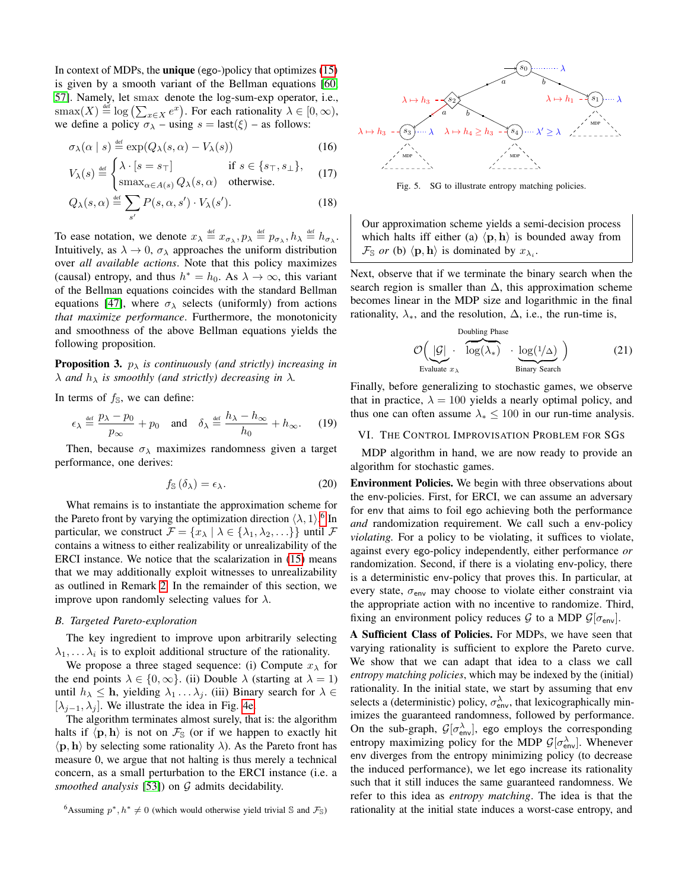In context of MDPs, the **unique** (ego-)policy that optimizes (15) is given by a smooth variant of the Bellman equations [60] [57]. Namely, let smax denote the log-sum-exp operator, i.e., $\text{smax}(X) \stackrel{\text{def}}{=} \log\left(\sum_{x \in X} e^x\right)$. For each rationality $\lambda \in [0, \infty)$, we define a policy $\sigma_\lambda$ – using $s = \text{last}(\xi)$ – as follows:

$$\sigma_\lambda(\alpha \mid s) \stackrel{\text{def}}{=} \exp(Q_\lambda(s, \alpha) - V_\lambda(s)) \tag{16}$$

$$V_\lambda(s) \stackrel{\text{def}}{=} \begin{cases} \lambda \cdot [s = s_\top] & \text{if } s \in \{s_\top, s_\bot\}, \\ \text{smax}_{\alpha \in A(s)} Q_\lambda(s, \alpha) & \text{otherwise.} \end{cases} \tag{17}$$

$$Q_\lambda(s, \alpha) \stackrel{\text{def}}{=} \sum_{s'} P(s, \alpha, s') \cdot V_\lambda(s'). \tag{18}$$

To ease notation, we denote $x_\lambda \stackrel{\text{def}}{=} x_{\sigma_\lambda}, p_\lambda \stackrel{\text{def}}{=} p_{\sigma_\lambda}, h_\lambda \stackrel{\text{def}}{=} h_{\sigma_\lambda}$. Intuitively, as $\lambda \to 0$, $\sigma_\lambda$ approaches the uniform distribution over *all available actions*. Note that this policy maximizes (causal) entropy, and thus $h^* = h_0$. As $\lambda \to \infty$, this variant of the Bellman equations coincides with the standard Bellman equations [47], where $\sigma_\lambda$ selects (uniformly) from actions *that maximize performance*. Furthermore, the monotonicity and smoothness of the above Bellman equations yields the following proposition.

**Proposition 3.** *$p_\lambda$ is continuously (and strictly) increasing in $\lambda$ and $h_\lambda$ is smoothly (and strictly) decreasing in $\lambda$.*

In terms of $f_{\mathbb{S}}$, we can define:

$$\epsilon_\lambda \stackrel{\text{def}}{=} \frac{p_\lambda - p_0}{p_\infty} + p_0 \quad \text{and} \quad \delta_\lambda \stackrel{\text{def}}{=} \frac{h_\lambda - h_\infty}{h_0} + h_\infty. \tag{19}$$

Then, because $\sigma_\lambda$ maximizes randomness given a target performance, one derives:

$$f_{\mathbb{S}}(\delta_\lambda) = \epsilon_\lambda. \tag{20}$$

What remains is to instantiate the approximation scheme for the Pareto front by varying the optimization direction $\langle \lambda, 1 \rangle$.[6] In particular, we construct $\mathcal{F} = \{x_\lambda \mid \lambda \in \{\lambda_1, \lambda_2, \ldots\}\}$ until $\mathcal{F}$ contains a witness to either realizability or unrealizability of the ERCI instance. We notice that the scalarization in (15) means that we may additionally exploit witnesses to unrealizability as outlined in Remark 2. In the remainder of this section, we improve upon randomly selecting values for $\lambda$.

### B. Targeted Pareto-exploration

The key ingredient to improve upon arbitrarily selecting $\lambda_1, \ldots \lambda_i$ is to exploit additional structure of the rationality.

We propose a three staged sequence: (i) Compute $x_\lambda$ for the end points $\lambda \in \{0, \infty\}$. (ii) Double $\lambda$ (starting at $\lambda = 1$) until $h_\lambda \leq \mathbf{h}$, yielding $\lambda_1 \ldots \lambda_j$. (iii) Binary search for $\lambda \in [\lambda_{j-1}, \lambda_j]$. We illustrate the idea in Fig. 4e.

The algorithm terminates almost surely, that is: the algorithm halts if $\langle \mathbf{p}, \mathbf{h} \rangle$ is not on $\mathcal{F}_{\mathbb{S}}$ (or if we happen to exactly hit $\langle \mathbf{p}, \mathbf{h} \rangle$ by selecting some rationality $\lambda$). As the Pareto front has measure 0, we argue that not halting is thus merely a technical concern, as a small perturbation to the ERCI instance (i.e. a *smoothed analysis* [53]) on $\mathcal{G}$ admits decidability.

[6] Assuming $p^*, h^* \neq 0$ (which would otherwise yield trivial $\mathbb{S}$ and $\mathcal{F}_{\mathbb{S}}$)

Fig. 5. SG to illustrate entropy matching policies.

> Our approximation scheme yields a semi-decision process which halts iff either (a) $\langle \mathbf{p}, \mathbf{h} \rangle$ is bounded away from $\mathcal{F}_{\mathbb{S}}$ *or* (b) $\langle \mathbf{p}, \mathbf{h} \rangle$ is dominated by $x_{\lambda_i}$.

Next, observe that if we terminate the binary search when the search region is smaller than $\Delta$, this approximation scheme becomes linear in the MDP size and logarithmic in the final rationality, $\lambda_*$, and the resolution, $\Delta$, i.e., the run-time is,

$$\mathcal{O}\Big( \underbrace{|\mathcal{G}|}_{\text{Evaluate } x_\lambda} \cdot \overbrace{\log(\lambda_*)}^{\text{Doubling Phase}} \cdot \underbrace{\log(1/\Delta)}_{\text{Binary Search}} \Big) \tag{21}$$

Finally, before generalizing to stochastic games, we observe that in practice, $\lambda = 100$ yields a nearly optimal policy, and thus one can often assume $\lambda_* \leq 100$ in our run-time analysis.

## VI. The Control Improvisation Problem for SGs

MDP algorithm in hand, we are now ready to provide an algorithm for stochastic games.

**Environment Policies.** We begin with three observations about the env-policies. First, for ERCI, we can assume an adversary for env that aims to foil ego achieving both the performance *and* randomization requirement. We call such a env-policy *violating*. For a policy to be violating, it suffices to violate, against every ego-policy independently, either performance *or* randomization. Second, if there is a violating env-policy, there is a deterministic env-policy that proves this. In particular, at every state, $\sigma_{\mathsf{env}}$ may choose to violate either constraint via the appropriate action with no incentive to randomize. Third, fixing an environment policy reduces $\mathcal{G}$ to a MDP $\mathcal{G}[\sigma_{\mathsf{env}}]$.

**A Sufficient Class of Policies.** For MDPs, we have seen that varying rationality is sufficient to explore the Pareto curve. We show that we can adapt that idea to a class we call *entropy matching policies*, which may be indexed by the (initial) rationality. In the initial state, we start by assuming that env selects a (deterministic) policy, $\sigma^\lambda_{\mathsf{env}}$, that lexicographically minimizes the guaranteed randomness, followed by performance. On the sub-graph, $\mathcal{G}[\sigma^\lambda_{\mathsf{env}}]$, ego employs the corresponding entropy maximizing policy for the MDP $\mathcal{G}[\sigma^\lambda_{\mathsf{env}}]$. Whenever env diverges from the entropy minimizing policy (to decrease the induced performance), we let ego increase its rationality such that it still induces the same guaranteed randomness. We refer to this idea as *entropy matching*. The idea is that the rationality at the initial state induces a worst-case entropy, and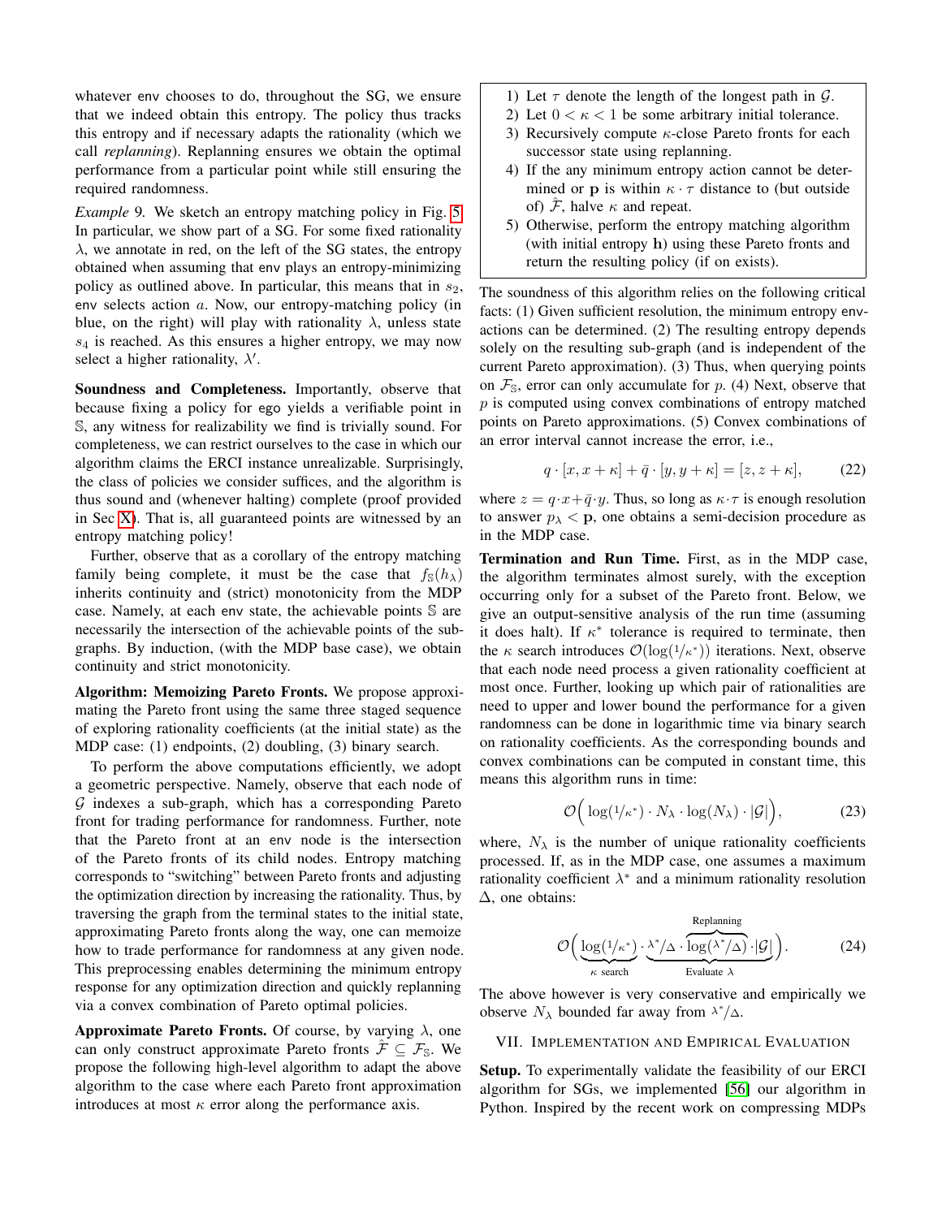whatever env chooses to do, throughout the SG, we ensure that we indeed obtain this entropy. The policy thus tracks this entropy and if necessary adapts the rationality (which we call *replanning*). Replanning ensures we obtain the optimal performance from a particular point while still ensuring the required randomness.

*Example* 9. We sketch an entropy matching policy in Fig. 5. In particular, we show part of a SG. For some fixed rationality $\lambda$, we annotate in red, on the left of the SG states, the entropy obtained when assuming that env plays an entropy-minimizing policy as outlined above. In particular, this means that in $s_2$, env selects action $a$. Now, our entropy-matching policy (in blue, on the right) will play with rationality $\lambda$, unless state $s_4$ is reached. As this ensures a higher entropy, we may now select a higher rationality, $\lambda'$.

**Soundness and Completeness.** Importantly, observe that because fixing a policy for ego yields a verifiable point in $\mathbb{S}$, any witness for realizability we find is trivially sound. For completeness, we can restrict ourselves to the case in which our algorithm claims the ERCI instance unrealizable. Surprisingly, the class of policies we consider suffices, and the algorithm is thus sound and (whenever halting) complete (proof provided in Sec X). That is, all guaranteed points are witnessed by an entropy matching policy!

Further, observe that as a corollary of the entropy matching family being complete, it must be the case that $f_{\mathbb{S}}(h_\lambda)$ inherits continuity and (strict) monotonicity from the MDP case. Namely, at each env state, the achievable points $\mathbb{S}$ are necessarily the intersection of the achievable points of the sub-graphs. By induction, (with the MDP base case), we obtain continuity and strict monotonicity.

**Algorithm: Memoizing Pareto Fronts.** We propose approximating the Pareto front using the same three staged sequence of exploring rationality coefficients (at the initial state) as the MDP case: (1) endpoints, (2) doubling, (3) binary search.

To perform the above computations efficiently, we adopt a geometric perspective. Namely, observe that each node of $\mathcal{G}$ indexes a sub-graph, which has a corresponding Pareto front for trading performance for randomness. Further, note that the Pareto front at an env node is the intersection of the Pareto fronts of its child nodes. Entropy matching corresponds to "switching" between Pareto fronts and adjusting the optimization direction by increasing the rationality. Thus, by traversing the graph from the terminal states to the initial state, approximating Pareto fronts along the way, one can memoize how to trade performance for randomness at any given node. This preprocessing enables determining the minimum entropy response for any optimization direction and quickly replanning via a convex combination of Pareto optimal policies.

**Approximate Pareto Fronts.** Of course, by varying $\lambda$, one can only construct approximate Pareto fronts $\hat{\mathcal{F}} \subseteq \mathcal{F}_{\mathbb{S}}$. We propose the following high-level algorithm to adapt the above algorithm to the case where each Pareto front approximation introduces at most $\kappa$ error along the performance axis.

1) Let $\tau$ denote the length of the longest path in $\mathcal{G}$.
2) Let $0 < \kappa < 1$ be some arbitrary initial tolerance.
3) Recursively compute $\kappa$-close Pareto fronts for each successor state using replanning.
4) If the any minimum entropy action cannot be determined or $\mathbf{p}$ is within $\kappa \cdot \tau$ distance to (but outside of) $\hat{\mathcal{F}}$, halve $\kappa$ and repeat.
5) Otherwise, perform the entropy matching algorithm (with initial entropy $\mathbf{h}$) using these Pareto fronts and return the resulting policy (if on exists).

The soundness of this algorithm relies on the following critical facts: (1) Given sufficient resolution, the minimum entropy env-actions can be determined. (2) The resulting entropy depends solely on the resulting sub-graph (and is independent of the current Pareto approximation). (3) Thus, when querying points on $\mathcal{F}_{\mathbb{S}}$, error can only accumulate for $p$. (4) Next, observe that $p$ is computed using convex combinations of entropy matched points on Pareto approximations. (5) Convex combinations of an error interval cannot increase the error, i.e.,

$$q \cdot [x, x+\kappa] + \bar{q} \cdot [y, y+\kappa] = [z, z+\kappa], \tag{22}$$

where $z = q \cdot x + \bar{q} \cdot y$. Thus, so long as $\kappa \cdot \tau$ is enough resolution to answer $p_\lambda < \mathbf{p}$, one obtains a semi-decision procedure as in the MDP case.

**Termination and Run Time.** First, as in the MDP case, the algorithm terminates almost surely, with the exception occurring only for a subset of the Pareto front. Below, we give an output-sensitive analysis of the run time (assuming it does halt). If $\kappa^*$ tolerance is required to terminate, then the $\kappa$ search introduces $\mathcal{O}(\log(1/\kappa^*))$ iterations. Next, observe that each node need process a given rationality coefficient at most once. Further, looking up which pair of rationalities are need to upper and lower bound the performance for a given randomness can be done in logarithmic time via binary search on rationality coefficients. As the corresponding bounds and convex combinations can be computed in constant time, this means this algorithm runs in time:

$$\mathcal{O}\Big(\log(1/\kappa^*) \cdot N_\lambda \cdot \log(N_\lambda) \cdot |\mathcal{G}|\Big), \tag{23}$$

where, $N_\lambda$ is the number of unique rationality coefficients processed. If, as in the MDP case, one assumes a maximum rationality coefficient $\lambda^*$ and a minimum rationality resolution $\Delta$, one obtains:

$$\mathcal{O}\Big(\underbrace{\log(1/\kappa^*)}_{\kappa \text{ search}} \cdot \underbrace{\lambda^*/\Delta \cdot \overbrace{\log(\lambda^*/\Delta) \cdot |\mathcal{G}|}^{\text{Replanning}}}_{\text{Evaluate } \lambda}\Big). \tag{24}$$

The above however is very conservative and empirically we observe $N_\lambda$ bounded far away from $\lambda^*/\Delta$.

## VII. Implementation and Empirical Evaluation

**Setup.** To experimentally validate the feasibility of our ERCI algorithm for SGs, we implemented [56] our algorithm in Python. Inspired by the recent work on compressing MDPs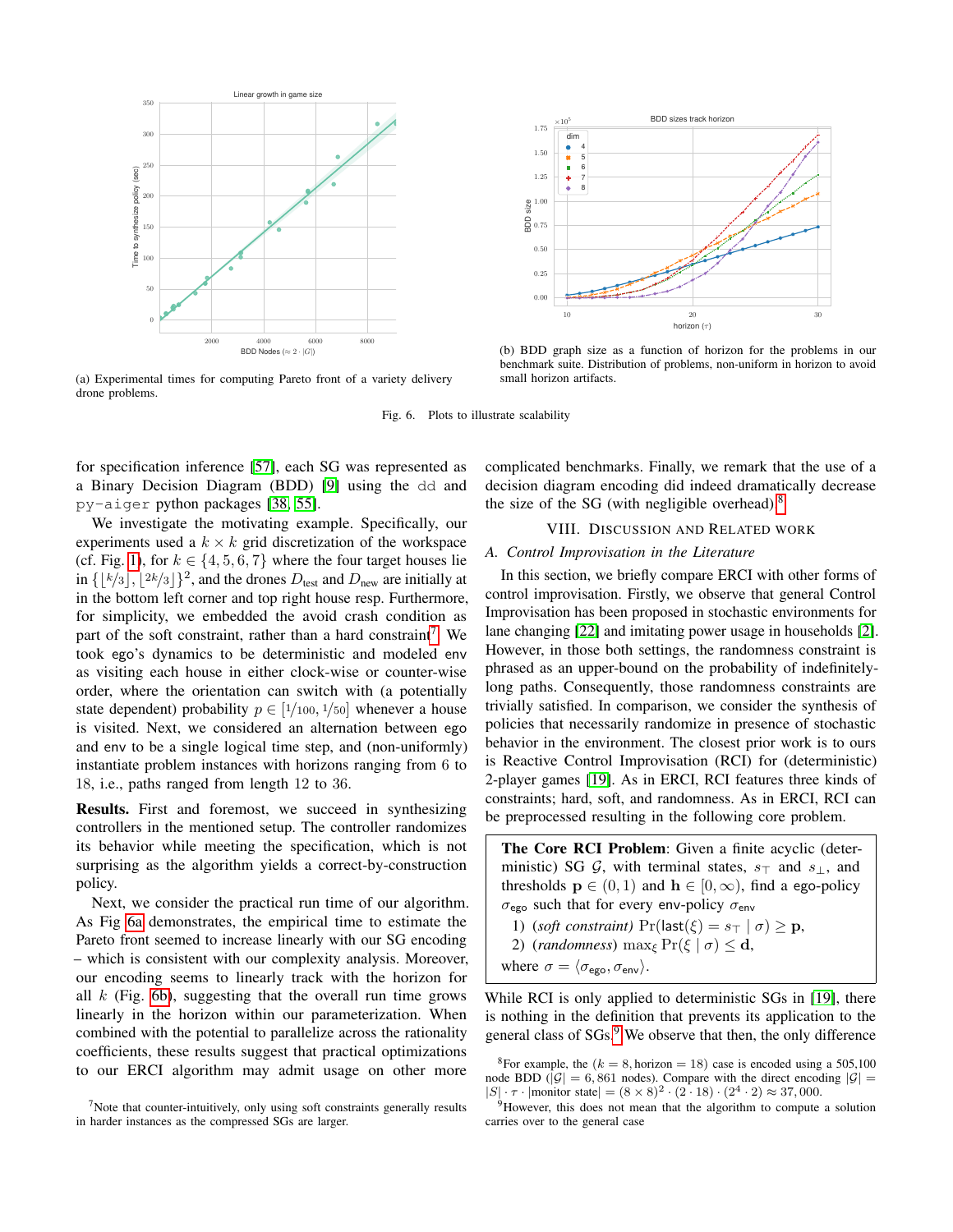(a) Experimental times for computing Pareto front of a variety delivery drone problems.

(b) BDD graph size as a function of horizon for the problems in our benchmark suite. Distribution of problems, non-uniform in horizon to avoid small horizon artifacts.

Fig. 6. Plots to illustrate scalability

for specification inference [57], each SG was represented as a Binary Decision Diagram (BDD) [9] using the `dd` and `py-aiger` python packages [38, 55].

We investigate the motivating example. Specifically, our experiments used a $k \times k$ grid discretization of the workspace (cf. Fig. 1), for $k \in \{4, 5, 6, 7\}$ where the four target houses lie in $\{\lfloor k/3 \rfloor, \lfloor 2k/3 \rfloor\}^2$, and the drones $D_{\text{test}}$ and $D_{\text{new}}$ are initially at in the bottom left corner and top right house resp. Furthermore, for simplicity, we embedded the avoid crash condition as part of the soft constraint, rather than a hard constraint[7]. We took ego's dynamics to be deterministic and modeled env as visiting each house in either clock-wise or counter-wise order, where the orientation can switch with (a potentially state dependent) probability $p \in [1/100, 1/50]$ whenever a house is visited. Next, we considered an alternation between ego and env to be a single logical time step, and (non-uniformly) instantiate problem instances with horizons ranging from 6 to 18, i.e., paths ranged from length 12 to 36.

**Results.** First and foremost, we succeed in synthesizing controllers in the mentioned setup. The controller randomizes its behavior while meeting the specification, which is not surprising as the algorithm yields a correct-by-construction policy.

Next, we consider the practical run time of our algorithm. As Fig 6a demonstrates, the empirical time to estimate the Pareto front seemed to increase linearly with our SG encoding – which is consistent with our complexity analysis. Moreover, our encoding seems to linearly track with the horizon for all $k$ (Fig. 6b), suggesting that the overall run time grows linearly in the horizon within our parameterization. When combined with the potential to parallelize across the rationality coefficients, these results suggest that practical optimizations to our ERCI algorithm may admit usage on other more complicated benchmarks. Finally, we remark that the use of a decision diagram encoding did indeed dramatically decrease the size of the SG (with negligible overhead)[8].

[7] Note that counter-intuitively, only using soft constraints generally results in harder instances as the compressed SGs are larger.

## VIII. Discussion and Related Work

### A. Control Improvisation in the Literature

In this section, we briefly compare ERCI with other forms of control improvisation. Firstly, we observe that general Control Improvisation has been proposed in stochastic environments for lane changing [22] and imitating power usage in households [2]. However, in those both settings, the randomness constraint is phrased as an upper-bound on the probability of indefinitely-long paths. Consequently, those randomness constraints are trivially satisfied. In comparison, we consider the synthesis of policies that necessarily randomize in presence of stochastic behavior in the environment. The closest prior work to ours is Reactive Control Improvisation (RCI) for (deterministic) 2-player games [19]. As in ERCI, RCI features three kinds of constraints; hard, soft, and randomness. As in ERCI, RCI can be preprocessed resulting in the following core problem.

> **The Core RCI Problem**: Given a finite acyclic (deterministic) SG $\mathcal{G}$, with terminal states, $s_\top$ and $s_\bot$, and thresholds $\mathbf{p} \in (0, 1)$ and $\mathbf{h} \in [0, \infty)$, find a ego-policy $\sigma_{\text{ego}}$ such that for every env-policy $\sigma_{\text{env}}$
> 1) (*soft constraint*) $\Pr(\text{last}(\xi) = s_\top \mid \sigma) \geq \mathbf{p}$,
> 2) (*randomness*) $\max_\xi \Pr(\xi \mid \sigma) \leq \mathbf{d}$,
>
> where $\sigma = \langle \sigma_{\text{ego}}, \sigma_{\text{env}} \rangle$.

While RCI is only applied to deterministic SGs in [19], there is nothing in the definition that prevents its application to the general class of SGs.[9] We observe that then, the only difference

[8] For example, the ($k = 8$, horizon $= 18$) case is encoded using a 505,100 node BDD ($|\mathcal{G}| = 6,861$ nodes). Compare with the direct encoding $|\mathcal{G}| = |S| \cdot \tau \cdot |\text{monitor state}| = (8 \times 8)^2 \cdot (2 \cdot 18) \cdot (2^4 \cdot 2) \approx 37,000$.

[9] However, this does not mean that the algorithm to compute a solution carries over to the general case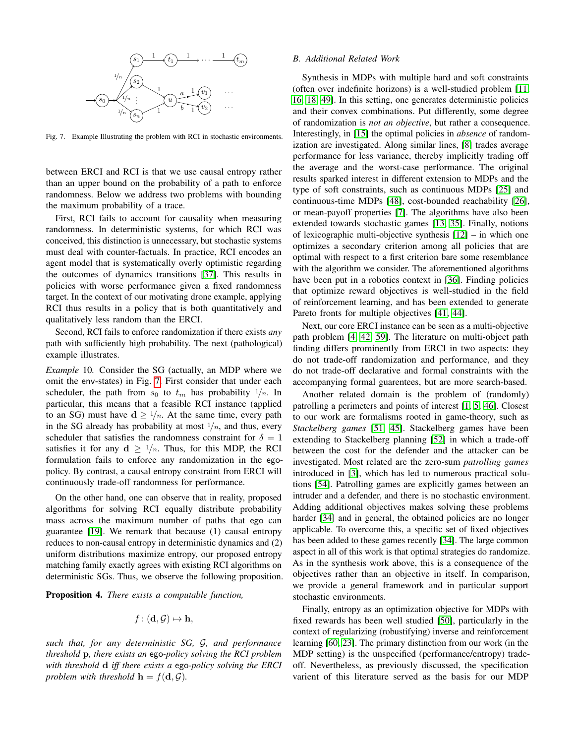Fig. 7. Example Illustrating the problem with RCI in stochastic environments.

between ERCI and RCI is that we use causal entropy rather than an upper bound on the probability of a path to enforce randomness. Below we address two problems with bounding the maximum probability of a trace.

First, RCI fails to account for causality when measuring randomness. In deterministic systems, for which RCI was conceived, this distinction is unnecessary, but stochastic systems must deal with counter-factuals. In practice, RCI encodes an agent model that is systematically overly optimistic regarding the outcomes of dynamics transitions [37]. This results in policies with worse performance given a fixed randomness target. In the context of our motivating drone example, applying RCI thus results in a policy that is both quantitatively and qualitatively less random than the ERCI.

Second, RCI fails to enforce randomization if there exists *any* path with sufficiently high probability. The next (pathological) example illustrates.

*Example* 10*.* Consider the SG (actually, an MDP where we omit the env-states) in Fig. 7. First consider that under each scheduler, the path from $s_0$ to $t_m$ has probability $1/n$. In particular, this means that a feasible RCI instance (applied to an SG) must have $\mathbf{d} \geq 1/n$. At the same time, every path in the SG already has probability at most $1/n$, and thus, every scheduler that satisfies the randomness constraint for $\delta = 1$ satisfies it for any $\mathbf{d} \geq 1/n$. Thus, for this MDP, the RCI formulation fails to enforce any randomization in the ego-policy. By contrast, a causal entropy constraint from ERCI will continuously trade-off randomness for performance.

On the other hand, one can observe that in reality, proposed algorithms for solving RCI equally distribute probability mass across the maximum number of paths that ego can guarantee [19]. We remark that because (1) causal entropy reduces to non-causal entropy in deterministic dynamics and (2) uniform distributions maximize entropy, our proposed entropy matching family exactly agrees with existing RCI algorithms on deterministic SGs. Thus, we observe the following proposition.

**Proposition 4.** *There exists a computable function,*

$$f \colon (\mathbf{d}, \mathcal{G}) \mapsto \mathbf{h},$$

*such that, for any deterministic SG, $\mathcal{G}$, and performance threshold $\mathbf{p}$, there exists an* ego*-policy solving the RCI problem with threshold $\mathbf{d}$ iff there exists a* ego*-policy solving the ERCI problem with threshold $\mathbf{h} = f(\mathbf{d}, \mathcal{G})$.*

## B. Additional Related Work

Synthesis in MDPs with multiple hard and soft constraints (often over indefinite horizons) is a well-studied problem [11, 16, 18, 49]. In this setting, one generates deterministic policies and their convex combinations. Put differently, some degree of randomization is *not an objective*, but rather a consequence. Interestingly, in [15] the optimal policies in *absence* of randomization are investigated. Along similar lines, [8] trades average performance for less variance, thereby implicitly trading off the average and the worst-case performance. The original results sparked interest in different extension to MDPs and the type of soft constraints, such as continuous MDPs [25] and continuous-time MDPs [48], cost-bounded reachability [26], or mean-payoff properties [7]. The algorithms have also been extended towards stochastic games [13, 35]. Finally, notions of lexicographic multi-objective synthesis [12] – in which one optimizes a secondary criterion among all policies that are optimal with respect to a first criterion bare some resemblance with the algorithm we consider. The aforementioned algorithms have been put in a robotics context in [36]. Finding policies that optimize reward objectives is well-studied in the field of reinforcement learning, and has been extended to generate Pareto fronts for multiple objectives [41, 44].

Next, our core ERCI instance can be seen as a multi-objective path problem [4, 42, 59]. The literature on multi-object path finding differs prominently from ERCI in two aspects: they do not trade-off randomization and performance, and they do not trade-off declarative and formal constraints with the accompanying formal guarentees, but are more search-based.

Another related domain is the problem of (randomly) patrolling a perimeters and points of interest [1, 5, 46]. Closest to our work are formalisms rooted in game-theory, such as *Stackelberg games* [51, 45]. Stackelberg games have been extending to Stackelberg planning [52] in which a trade-off between the cost for the defender and the attacker can be investigated. Most related are the zero-sum *patrolling games* introduced in [3], which has led to numerous practical solutions [54]. Patrolling games are explicitly games between an intruder and a defender, and there is no stochastic environment. Adding additional objectives makes solving these problems harder [34] and in general, the obtained policies are no longer applicable. To overcome this, a specific set of fixed objectives has been added to these games recently [34]. The large common aspect in all of this work is that optimal strategies do randomize. As in the synthesis work above, this is a consequence of the objectives rather than an objective in itself. In comparison, we provide a general framework and in particular support stochastic environments.

Finally, entropy as an optimization objective for MDPs with fixed rewards has been well studied [50], particularly in the context of regularizing (robustifying) inverse and reinforcement learning [60, 23]. The primary distinction from our work (in the MDP setting) is the unspecified (performance/entropy) trade-off. Nevertheless, as previously discussed, the specification varient of this literature served as the basis for our MDP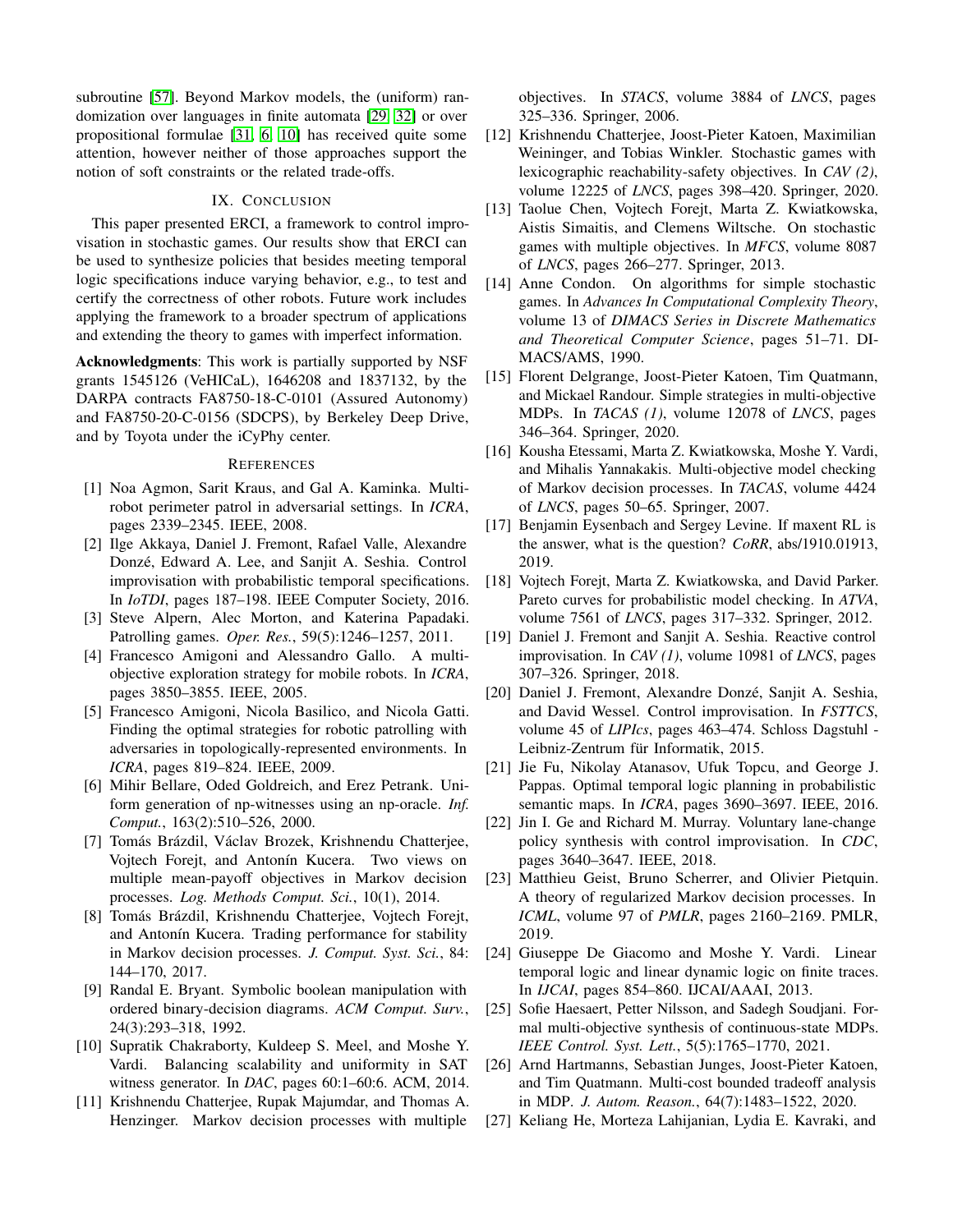subroutine [57]. Beyond Markov models, the (uniform) randomization over languages in finite automata [29, 32] or over propositional formulae [31, 6, 10] has received quite some attention, however neither of those approaches support the notion of soft constraints or the related trade-offs.

## IX. Conclusion

This paper presented ERCI, a framework to control improvisation in stochastic games. Our results show that ERCI can be used to synthesize policies that besides meeting temporal logic specifications induce varying behavior, e.g., to test and certify the correctness of other robots. Future work includes applying the framework to a broader spectrum of applications and extending the theory to games with imperfect information.

**Acknowledgments**: This work is partially supported by NSF grants 1545126 (VeHICaL), 1646208 and 1837132, by the DARPA contracts FA8750-18-C-0101 (Assured Autonomy) and FA8750-20-C-0156 (SDCPS), by Berkeley Deep Drive, and by Toyota under the iCyPhy center.

## References

[1] Noa Agmon, Sarit Kraus, and Gal A. Kaminka. Multi-robot perimeter patrol in adversarial settings. In *ICRA*, pages 2339–2345. IEEE, 2008.

[2] Ilge Akkaya, Daniel J. Fremont, Rafael Valle, Alexandre Donzé, Edward A. Lee, and Sanjit A. Seshia. Control improvisation with probabilistic temporal specifications. In *IoTDI*, pages 187–198. IEEE Computer Society, 2016.

[3] Steve Alpern, Alec Morton, and Katerina Papadaki. Patrolling games. *Oper. Res.*, 59(5):1246–1257, 2011.

[4] Francesco Amigoni and Alessandro Gallo. A multi-objective exploration strategy for mobile robots. In *ICRA*, pages 3850–3855. IEEE, 2005.

[5] Francesco Amigoni, Nicola Basilico, and Nicola Gatti. Finding the optimal strategies for robotic patrolling with adversaries in topologically-represented environments. In *ICRA*, pages 819–824. IEEE, 2009.

[6] Mihir Bellare, Oded Goldreich, and Erez Petrank. Uniform generation of np-witnesses using an np-oracle. *Inf. Comput.*, 163(2):510–526, 2000.

[7] Tomás Brázdil, Václav Brozek, Krishnendu Chatterjee, Vojtech Forejt, and Antonín Kucera. Two views on multiple mean-payoff objectives in Markov decision processes. *Log. Methods Comput. Sci.*, 10(1), 2014.

[8] Tomás Brázdil, Krishnendu Chatterjee, Vojtech Forejt, and Antonín Kucera. Trading performance for stability in Markov decision processes. *J. Comput. Syst. Sci.*, 84: 144–170, 2017.

[9] Randal E. Bryant. Symbolic boolean manipulation with ordered binary-decision diagrams. *ACM Comput. Surv.*, 24(3):293–318, 1992.

[10] Supratik Chakraborty, Kuldeep S. Meel, and Moshe Y. Vardi. Balancing scalability and uniformity in SAT witness generator. In *DAC*, pages 60:1–60:6. ACM, 2014.

[11] Krishnendu Chatterjee, Rupak Majumdar, and Thomas A. Henzinger. Markov decision processes with multiple objectives. In *STACS*, volume 3884 of *LNCS*, pages 325–336. Springer, 2006.

[12] Krishnendu Chatterjee, Joost-Pieter Katoen, Maximilian Weininger, and Tobias Winkler. Stochastic games with lexicographic reachability-safety objectives. In *CAV (2)*, volume 12225 of *LNCS*, pages 398–420. Springer, 2020.

[13] Taolue Chen, Vojtech Forejt, Marta Z. Kwiatkowska, Aistis Simaitis, and Clemens Wiltsche. On stochastic games with multiple objectives. In *MFCS*, volume 8087 of *LNCS*, pages 266–277. Springer, 2013.

[14] Anne Condon. On algorithms for simple stochastic games. In *Advances In Computational Complexity Theory*, volume 13 of *DIMACS Series in Discrete Mathematics and Theoretical Computer Science*, pages 51–71. DIMACS/AMS, 1990.

[15] Florent Delgrange, Joost-Pieter Katoen, Tim Quatmann, and Mickael Randour. Simple strategies in multi-objective MDPs. In *TACAS (1)*, volume 12078 of *LNCS*, pages 346–364. Springer, 2020.

[16] Kousha Etessami, Marta Z. Kwiatkowska, Moshe Y. Vardi, and Mihalis Yannakakis. Multi-objective model checking of Markov decision processes. In *TACAS*, volume 4424 of *LNCS*, pages 50–65. Springer, 2007.

[17] Benjamin Eysenbach and Sergey Levine. If maxent RL is the answer, what is the question? *CoRR*, abs/1910.01913, 2019.

[18] Vojtech Forejt, Marta Z. Kwiatkowska, and David Parker. Pareto curves for probabilistic model checking. In *ATVA*, volume 7561 of *LNCS*, pages 317–332. Springer, 2012.

[19] Daniel J. Fremont and Sanjit A. Seshia. Reactive control improvisation. In *CAV (1)*, volume 10981 of *LNCS*, pages 307–326. Springer, 2018.

[20] Daniel J. Fremont, Alexandre Donzé, Sanjit A. Seshia, and David Wessel. Control improvisation. In *FSTTCS*, volume 45 of *LIPIcs*, pages 463–474. Schloss Dagstuhl - Leibniz-Zentrum für Informatik, 2015.

[21] Jie Fu, Nikolay Atanasov, Ufuk Topcu, and George J. Pappas. Optimal temporal logic planning in probabilistic semantic maps. In *ICRA*, pages 3690–3697. IEEE, 2016.

[22] Jin I. Ge and Richard M. Murray. Voluntary lane-change policy synthesis with control improvisation. In *CDC*, pages 3640–3647. IEEE, 2018.

[23] Matthieu Geist, Bruno Scherrer, and Olivier Pietquin. A theory of regularized Markov decision processes. In *ICML*, volume 97 of *PMLR*, pages 2160–2169. PMLR, 2019.

[24] Giuseppe De Giacomo and Moshe Y. Vardi. Linear temporal logic and linear dynamic logic on finite traces. In *IJCAI*, pages 854–860. IJCAI/AAAI, 2013.

[25] Sofie Haesaert, Petter Nilsson, and Sadegh Soudjani. Formal multi-objective synthesis of continuous-state MDPs. *IEEE Control. Syst. Lett.*, 5(5):1765–1770, 2021.

[26] Arnd Hartmanns, Sebastian Junges, Joost-Pieter Katoen, and Tim Quatmann. Multi-cost bounded tradeoff analysis in MDP. *J. Autom. Reason.*, 64(7):1483–1522, 2020.

[27] Keliang He, Morteza Lahijanian, Lydia E. Kavraki, and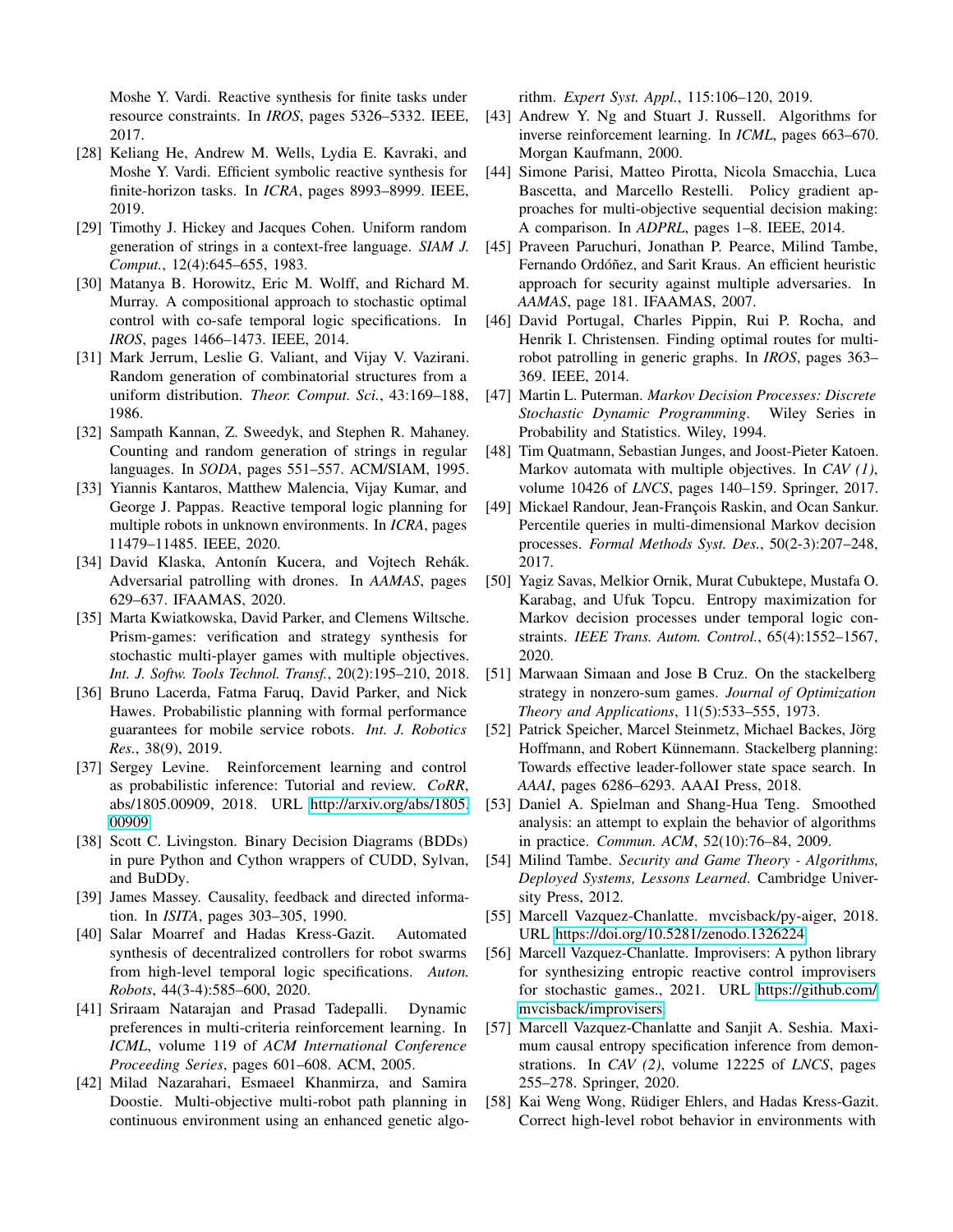Moshe Y. Vardi. Reactive synthesis for finite tasks under resource constraints. In *IROS*, pages 5326–5332. IEEE, 2017.

[28] Keliang He, Andrew M. Wells, Lydia E. Kavraki, and Moshe Y. Vardi. Efficient symbolic reactive synthesis for finite-horizon tasks. In *ICRA*, pages 8993–8999. IEEE, 2019.

[29] Timothy J. Hickey and Jacques Cohen. Uniform random generation of strings in a context-free language. *SIAM J. Comput.*, 12(4):645–655, 1983.

[30] Matanya B. Horowitz, Eric M. Wolff, and Richard M. Murray. A compositional approach to stochastic optimal control with co-safe temporal logic specifications. In *IROS*, pages 1466–1473. IEEE, 2014.

[31] Mark Jerrum, Leslie G. Valiant, and Vijay V. Vazirani. Random generation of combinatorial structures from a uniform distribution. *Theor. Comput. Sci.*, 43:169–188, 1986.

[32] Sampath Kannan, Z. Sweedyk, and Stephen R. Mahaney. Counting and random generation of strings in regular languages. In *SODA*, pages 551–557. ACM/SIAM, 1995.

[33] Yiannis Kantaros, Matthew Malencia, Vijay Kumar, and George J. Pappas. Reactive temporal logic planning for multiple robots in unknown environments. In *ICRA*, pages 11479–11485. IEEE, 2020.

[34] David Klaska, Antonín Kucera, and Vojtech Rehák. Adversarial patrolling with drones. In *AAMAS*, pages 629–637. IFAAMAS, 2020.

[35] Marta Kwiatkowska, David Parker, and Clemens Wiltsche. Prism-games: verification and strategy synthesis for stochastic multi-player games with multiple objectives. *Int. J. Softw. Tools Technol. Transf.*, 20(2):195–210, 2018.

[36] Bruno Lacerda, Fatma Faruq, David Parker, and Nick Hawes. Probabilistic planning with formal performance guarantees for mobile service robots. *Int. J. Robotics Res.*, 38(9), 2019.

[37] Sergey Levine. Reinforcement learning and control as probabilistic inference: Tutorial and review. *CoRR*, abs/1805.00909, 2018. URL http://arxiv.org/abs/1805.00909.

[38] Scott C. Livingston. Binary Decision Diagrams (BDDs) in pure Python and Cython wrappers of CUDD, Sylvan, and BuDDy.

[39] James Massey. Causality, feedback and directed information. In *ISITA*, pages 303–305, 1990.

[40] Salar Moarref and Hadas Kress-Gazit. Automated synthesis of decentralized controllers for robot swarms from high-level temporal logic specifications. *Auton. Robots*, 44(3-4):585–600, 2020.

[41] Sriraam Natarajan and Prasad Tadepalli. Dynamic preferences in multi-criteria reinforcement learning. In *ICML*, volume 119 of *ACM International Conference Proceeding Series*, pages 601–608. ACM, 2005.

[42] Milad Nazarahari, Esmaeel Khanmirza, and Samira Doostie. Multi-objective multi-robot path planning in continuous environment using an enhanced genetic algorithm. *Expert Syst. Appl.*, 115:106–120, 2019.

[43] Andrew Y. Ng and Stuart J. Russell. Algorithms for inverse reinforcement learning. In *ICML*, pages 663–670. Morgan Kaufmann, 2000.

[44] Simone Parisi, Matteo Pirotta, Nicola Smacchia, Luca Bascetta, and Marcello Restelli. Policy gradient approaches for multi-objective sequential decision making: A comparison. In *ADPRL*, pages 1–8. IEEE, 2014.

[45] Praveen Paruchuri, Jonathan P. Pearce, Milind Tambe, Fernando Ordóñez, and Sarit Kraus. An efficient heuristic approach for security against multiple adversaries. In *AAMAS*, page 181. IFAAMAS, 2007.

[46] David Portugal, Charles Pippin, Rui P. Rocha, and Henrik I. Christensen. Finding optimal routes for multi-robot patrolling in generic graphs. In *IROS*, pages 363–369. IEEE, 2014.

[47] Martin L. Puterman. *Markov Decision Processes: Discrete Stochastic Dynamic Programming*. Wiley Series in Probability and Statistics. Wiley, 1994.

[48] Tim Quatmann, Sebastian Junges, and Joost-Pieter Katoen. Markov automata with multiple objectives. In *CAV (1)*, volume 10426 of *LNCS*, pages 140–159. Springer, 2017.

[49] Mickael Randour, Jean-François Raskin, and Ocan Sankur. Percentile queries in multi-dimensional Markov decision processes. *Formal Methods Syst. Des.*, 50(2-3):207–248, 2017.

[50] Yagiz Savas, Melkior Ornik, Murat Cubuktepe, Mustafa O. Karabag, and Ufuk Topcu. Entropy maximization for Markov decision processes under temporal logic constraints. *IEEE Trans. Autom. Control.*, 65(4):1552–1567, 2020.

[51] Marwaan Simaan and Jose B Cruz. On the stackelberg strategy in nonzero-sum games. *Journal of Optimization Theory and Applications*, 11(5):533–555, 1973.

[52] Patrick Speicher, Marcel Steinmetz, Michael Backes, Jörg Hoffmann, and Robert Künnemann. Stackelberg planning: Towards effective leader-follower state space search. In *AAAI*, pages 6286–6293. AAAI Press, 2018.

[53] Daniel A. Spielman and Shang-Hua Teng. Smoothed analysis: an attempt to explain the behavior of algorithms in practice. *Commun. ACM*, 52(10):76–84, 2009.

[54] Milind Tambe. *Security and Game Theory - Algorithms, Deployed Systems, Lessons Learned*. Cambridge University Press, 2012.

[55] Marcell Vazquez-Chanlatte. mvcisback/py-aiger, 2018. URL https://doi.org/10.5281/zenodo.1326224.

[56] Marcell Vazquez-Chanlatte. Improvisers: A python library for synthesizing entropic reactive control improvisers for stochastic games., 2021. URL https://github.com/mvcisback/improvisers.

[57] Marcell Vazquez-Chanlatte and Sanjit A. Seshia. Maximum causal entropy specification inference from demonstrations. In *CAV (2)*, volume 12225 of *LNCS*, pages 255–278. Springer, 2020.

[58] Kai Weng Wong, Rüdiger Ehlers, and Hadas Kress-Gazit. Correct high-level robot behavior in environments with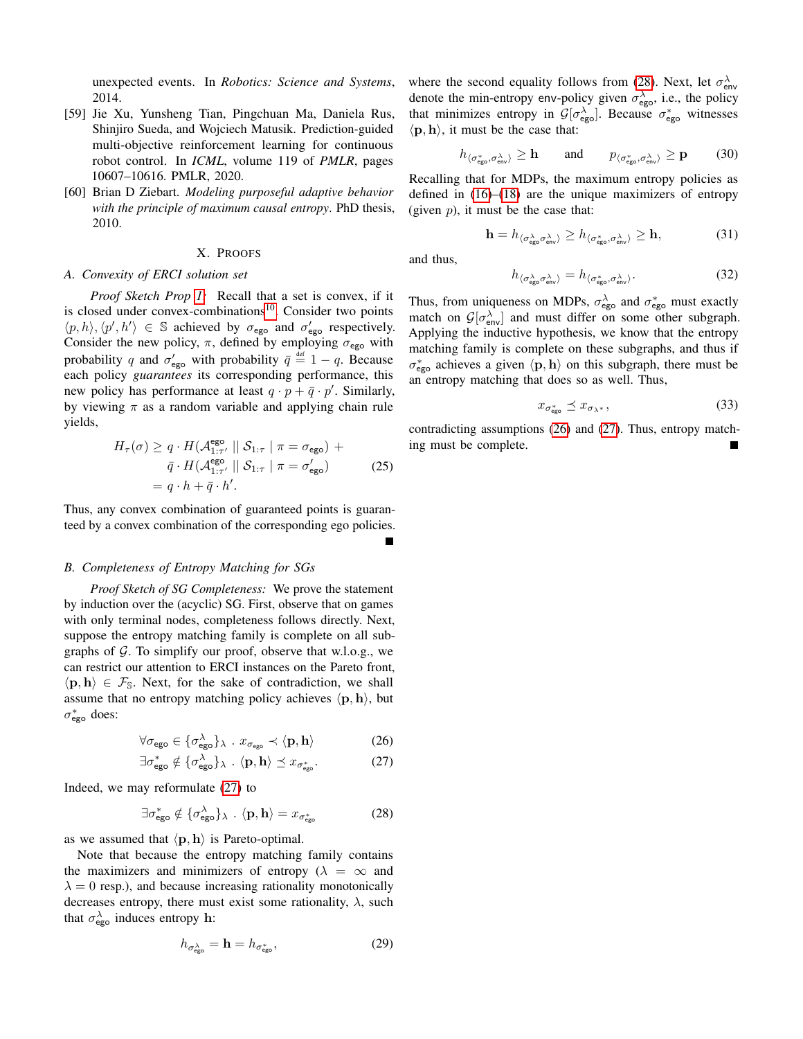unexpected events. In *Robotics: Science and Systems*, 2014.

[59] Jie Xu, Yunsheng Tian, Pingchuan Ma, Daniela Rus, Shinjiro Sueda, and Wojciech Matusik. Prediction-guided multi-objective reinforcement learning for continuous robot control. In *ICML*, volume 119 of *PMLR*, pages 10607–10616. PMLR, 2020.

[60] Brian D Ziebart. *Modeling purposeful adaptive behavior with the principle of maximum causal entropy*. PhD thesis, 2010.

## X. Proofs

### A. Convexity of ERCI solution set

*Proof Sketch Prop 1:* Recall that a set is convex, if it is closed under convex-combinations[10]. Consider two points $\langle p, h\rangle, \langle p', h'\rangle \in \mathbb{S}$ achieved by $\sigma_{\text{ego}}$ and $\sigma'_{\text{ego}}$ respectively. Consider the new policy, $\pi$, defined by employing $\sigma_{\text{ego}}$ with probability $q$ and $\sigma'_{\text{ego}}$ with probability $\bar{q} \overset{\text{def}}{=} 1 - q$. Because each policy *guarantees* its corresponding performance, this new policy has performance at least $q \cdot p + \bar{q} \cdot p'$. Similarly, by viewing $\pi$ as a random variable and applying chain rule yields,

$$
\begin{aligned}
H_\tau(\sigma) \geq\; & q \cdot H(\mathcal{A}^{\text{ego}}_{1:\tau'} \mid\mid \mathcal{S}_{1:\tau} \mid \pi = \sigma_{\text{ego}}) + \\
& \bar{q} \cdot H(\mathcal{A}^{\text{ego}}_{1:\tau'} \mid\mid \mathcal{S}_{1:\tau} \mid \pi = \sigma'_{\text{ego}}) \\
=\; & q \cdot h + \bar{q} \cdot h'.
\end{aligned} \tag{25}
$$

Thus, any convex combination of guaranteed points is guaranteed by a convex combination of the corresponding ego policies. ■

### B. Completeness of Entropy Matching for SGs

*Proof Sketch of SG Completeness:* We prove the statement by induction over the (acyclic) SG. First, observe that on games with only terminal nodes, completeness follows directly. Next, suppose the entropy matching family is complete on all subgraphs of $\mathcal{G}$. To simplify our proof, observe that w.l.o.g., we can restrict our attention to ERCI instances on the Pareto front, $\langle \mathbf{p}, \mathbf{h}\rangle \in \mathcal{F}_{\mathbb{S}}$. Next, for the sake of contradiction, we shall assume that no entropy matching policy achieves $\langle \mathbf{p}, \mathbf{h}\rangle$, but $\sigma^*_{\text{ego}}$ does:

$$
\forall \sigma_{\text{ego}} \in \{\sigma^\lambda_{\text{ego}}\}_\lambda \;.\; x_{\sigma_{\text{ego}}} \prec \langle \mathbf{p}, \mathbf{h}\rangle \tag{26}
$$

$$
\exists \sigma^*_{\text{ego}} \notin \{\sigma^\lambda_{\text{ego}}\}_\lambda \;.\; \langle \mathbf{p}, \mathbf{h}\rangle \preceq x_{\sigma^*_{\text{ego}}}. \tag{27}
$$

Indeed, we may reformulate (27) to

$$
\exists \sigma^*_{\text{ego}} \notin \{\sigma^\lambda_{\text{ego}}\}_\lambda \;.\; \langle \mathbf{p}, \mathbf{h}\rangle = x_{\sigma^*_{\text{ego}}} \tag{28}
$$

as we assumed that $\langle \mathbf{p}, \mathbf{h}\rangle$ is Pareto-optimal.

Note that because the entropy matching family contains the maximizers and minimizers of entropy ($\lambda = \infty$ and $\lambda = 0$ resp.), and because increasing rationality monotonically decreases entropy, there must exist some rationality, $\lambda$, such that $\sigma^\lambda_{\text{ego}}$ induces entropy $\mathbf{h}$:

$$
h_{\sigma^\lambda_{\text{ego}}} = \mathbf{h} = h_{\sigma^*_{\text{ego}}}, \tag{29}
$$

where the second equality follows from (28). Next, let $\sigma^\lambda_{\text{env}}$ denote the min-entropy env-policy given $\sigma^\lambda_{\text{ego}}$, i.e., the policy that minimizes entropy in $\mathcal{G}[\sigma^\lambda_{\text{ego}}]$. Because $\sigma^*_{\text{ego}}$ witnesses $\langle \mathbf{p}, \mathbf{h}\rangle$, it must be the case that:

$$
h_{\langle \sigma^*_{\text{ego}}, \sigma^\lambda_{\text{env}}\rangle} \geq \mathbf{h} \quad \text{and} \quad p_{\langle \sigma^*_{\text{ego}}, \sigma^\lambda_{\text{env}}\rangle} \geq \mathbf{p} \tag{30}
$$

Recalling that for MDPs, the maximum entropy policies as defined in (16)–(18) are the unique maximizers of entropy (given $p$), it must be the case that:

$$
\mathbf{h} = h_{\langle \sigma^\lambda_{\text{ego}} \sigma^\lambda_{\text{env}}\rangle} \geq h_{\langle \sigma^*_{\text{ego}}, \sigma^\lambda_{\text{env}}\rangle} \geq \mathbf{h}, \tag{31}
$$

and thus,

$$
h_{\langle \sigma^\lambda_{\text{ego}} \sigma^\lambda_{\text{env}}\rangle} = h_{\langle \sigma^*_{\text{ego}}, \sigma^\lambda_{\text{env}}\rangle}. \tag{32}
$$

Thus, from uniqueness on MDPs, $\sigma^\lambda_{\text{ego}}$ and $\sigma^*_{\text{ego}}$ must exactly match on $\mathcal{G}[\sigma^\lambda_{\text{env}}]$ and must differ on some other subgraph. Applying the inductive hypothesis, we know that the entropy matching family is complete on these subgraphs, and thus if $\sigma^*_{\text{ego}}$ achieves a given $\langle \mathbf{p}, \mathbf{h}\rangle$ on this subgraph, there must be an entropy matching that does so as well. Thus,

$$
x_{\sigma^*_{\text{ego}}} \preceq x_{\sigma_{\lambda^*}}, \tag{33}
$$

contradicting assumptions (26) and (27). Thus, entropy matching must be complete. ■